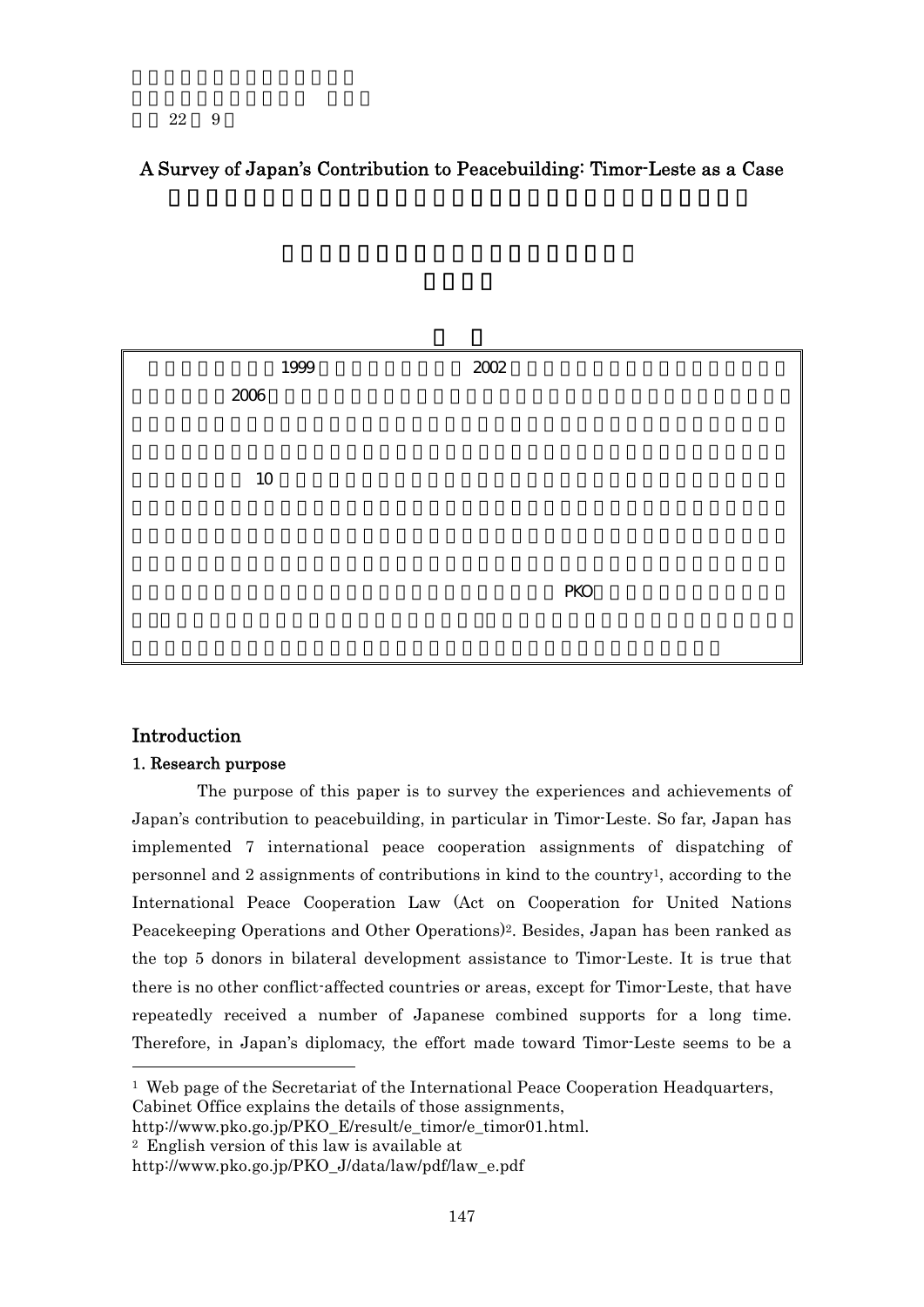# A Survey of Japan's Contribution to Peacebuilding: Timor-Leste as a Case

## Introduction

### 1. Research purpose

The purpose of this paper is to survey the experiences and achievements of Japan's contribution to peacebuilding, in particular in Timor-Leste. So far, Japan has implemented 7 international peace cooperation assignments of dispatching of personnel and 2 assignments of contributions in kind to the country[1], according to the International Peace Cooperation Law (Act on Cooperation for United Nations Peacekeeping Operations and Other Operations)[2]. Besides, Japan has been ranked as the top 5 donors in bilateral development assistance to Timor-Leste. It is true that there is no other conflict-affected countries or areas, except for Timor-Leste, that have repeatedly received a number of Japanese combined supports for a long time. Therefore, in Japan's diplomacy, the effort made toward Timor-Leste seems to be a

---

[1] Web page of the Secretariat of the International Peace Cooperation Headquarters, Cabinet Office explains the details of those assignments, http://www.pko.go.jp/PKO_E/result/e_timor/e_timor01.html.

[2] English version of this law is available at http://www.pko.go.jp/PKO_J/data/law/pdf/law_e.pdf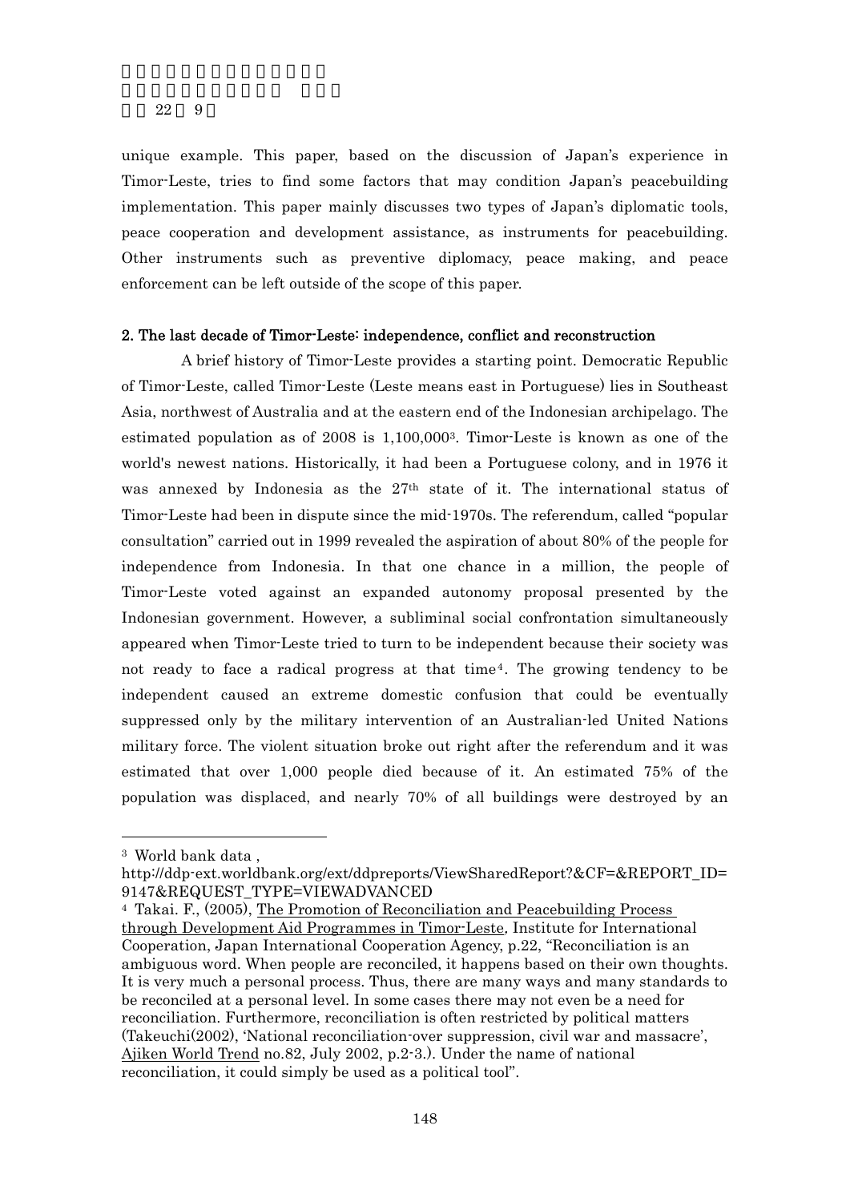unique example. This paper, based on the discussion of Japan's experience in Timor-Leste, tries to find some factors that may condition Japan's peacebuilding implementation. This paper mainly discusses two types of Japan's diplomatic tools, peace cooperation and development assistance, as instruments for peacebuilding. Other instruments such as preventive diplomacy, peace making, and peace enforcement can be left outside of the scope of this paper.

## 2. The last decade of Timor-Leste: independence, conflict and reconstruction

A brief history of Timor-Leste provides a starting point. Democratic Republic of Timor-Leste, called Timor-Leste (Leste means east in Portuguese) lies in Southeast Asia, northwest of Australia and at the eastern end of the Indonesian archipelago. The estimated population as of 2008 is 1,100,000[3]. Timor-Leste is known as one of the world's newest nations. Historically, it had been a Portuguese colony, and in 1976 it was annexed by Indonesia as the 27th state of it. The international status of Timor-Leste had been in dispute since the mid-1970s. The referendum, called "popular consultation" carried out in 1999 revealed the aspiration of about 80% of the people for independence from Indonesia. In that one chance in a million, the people of Timor-Leste voted against an expanded autonomy proposal presented by the Indonesian government. However, a subliminal social confrontation simultaneously appeared when Timor-Leste tried to turn to be independent because their society was not ready to face a radical progress at that time[4]. The growing tendency to be independent caused an extreme domestic confusion that could be eventually suppressed only by the military intervention of an Australian-led United Nations military force. The violent situation broke out right after the referendum and it was estimated that over 1,000 people died because of it. An estimated 75% of the population was displaced, and nearly 70% of all buildings were destroyed by an

---

[3] World bank data , http://ddp-ext.worldbank.org/ext/ddpreports/ViewSharedReport?&CF=&REPORT_ID=9147&REQUEST_TYPE=VIEWADVANCED

[4] Takai. F., (2005), The Promotion of Reconciliation and Peacebuilding Process through Development Aid Programmes in Timor-Leste, Institute for International Cooperation, Japan International Cooperation Agency, p.22, "Reconciliation is an ambiguous word. When people are reconciled, it happens based on their own thoughts. It is very much a personal process. Thus, there are many ways and many standards to be reconciled at a personal level. In some cases there may not even be a need for reconciliation. Furthermore, reconciliation is often restricted by political matters (Takeuchi(2002), 'National reconciliation-over suppression, civil war and massacre', Ajiken World Trend no.82, July 2002, p.2-3.). Under the name of national reconciliation, it could simply be used as a political tool".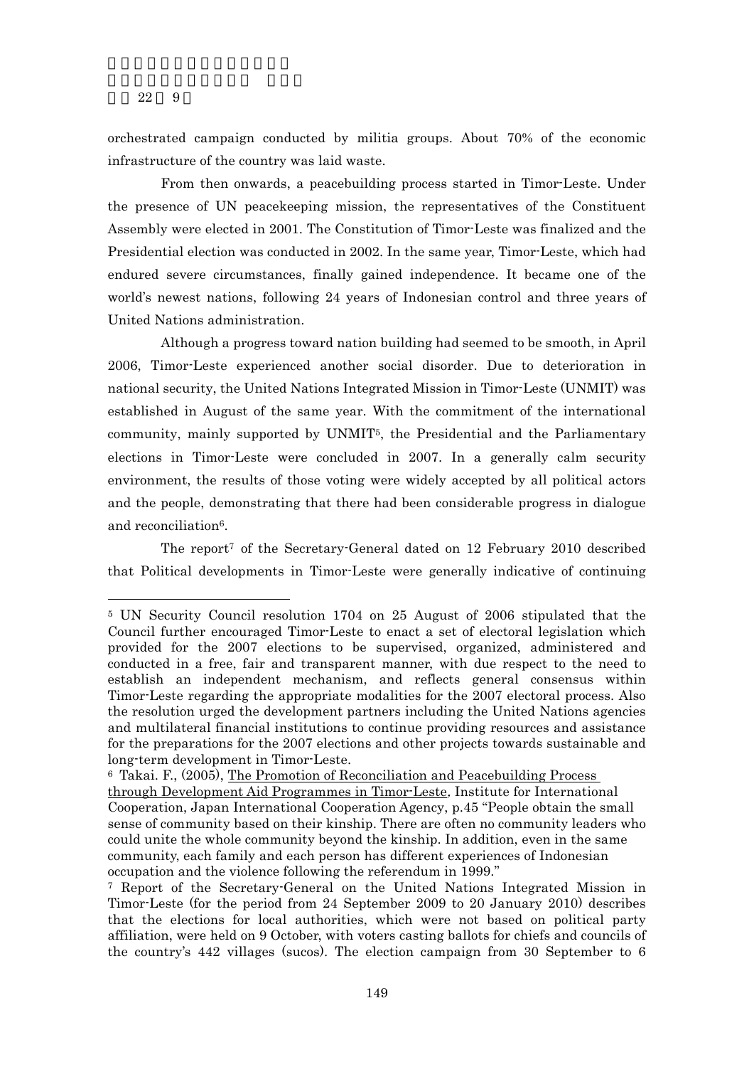orchestrated campaign conducted by militia groups. About 70% of the economic infrastructure of the country was laid waste.

From then onwards, a peacebuilding process started in Timor-Leste. Under the presence of UN peacekeeping mission, the representatives of the Constituent Assembly were elected in 2001. The Constitution of Timor-Leste was finalized and the Presidential election was conducted in 2002. In the same year, Timor-Leste, which had endured severe circumstances, finally gained independence. It became one of the world's newest nations, following 24 years of Indonesian control and three years of United Nations administration.

Although a progress toward nation building had seemed to be smooth, in April 2006, Timor-Leste experienced another social disorder. Due to deterioration in national security, the United Nations Integrated Mission in Timor-Leste (UNMIT) was established in August of the same year. With the commitment of the international community, mainly supported by UNMIT[5], the Presidential and the Parliamentary elections in Timor-Leste were concluded in 2007. In a generally calm security environment, the results of those voting were widely accepted by all political actors and the people, demonstrating that there had been considerable progress in dialogue and reconciliation[6].

The report[7] of the Secretary-General dated on 12 February 2010 described that Political developments in Timor-Leste were generally indicative of continuing

---

[5] UN Security Council resolution 1704 on 25 August of 2006 stipulated that the Council further encouraged Timor-Leste to enact a set of electoral legislation which provided for the 2007 elections to be supervised, organized, administered and conducted in a free, fair and transparent manner, with due respect to the need to establish an independent mechanism, and reflects general consensus within Timor-Leste regarding the appropriate modalities for the 2007 electoral process. Also the resolution urged the development partners including the United Nations agencies and multilateral financial institutions to continue providing resources and assistance for the preparations for the 2007 elections and other projects towards sustainable and long-term development in Timor-Leste.

[6] Takai. F., (2005), The Promotion of Reconciliation and Peacebuilding Process through Development Aid Programmes in Timor-Leste, Institute for International Cooperation, Japan International Cooperation Agency, p.45 "People obtain the small sense of community based on their kinship. There are often no community leaders who could unite the whole community beyond the kinship. In addition, even in the same community, each family and each person has different experiences of Indonesian occupation and the violence following the referendum in 1999."

[7] Report of the Secretary-General on the United Nations Integrated Mission in Timor-Leste (for the period from 24 September 2009 to 20 January 2010) describes that the elections for local authorities, which were not based on political party affiliation, were held on 9 October, with voters casting ballots for chiefs and councils of the country's 442 villages (sucos). The election campaign from 30 September to 6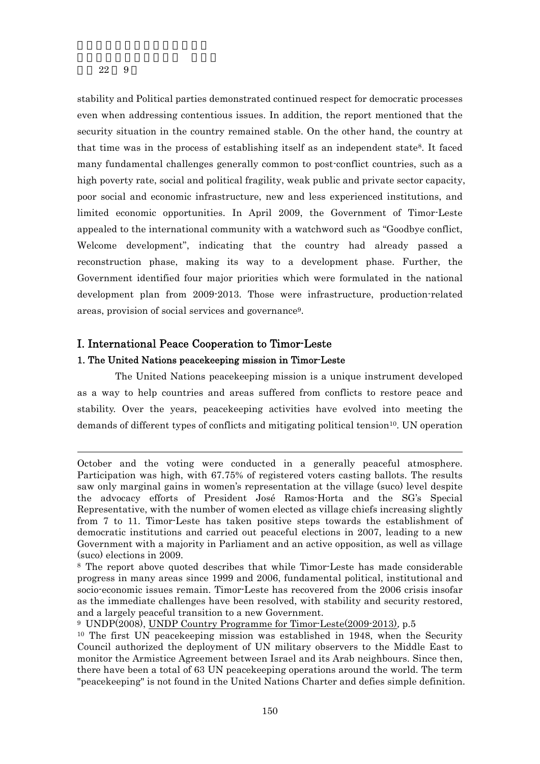stability and Political parties demonstrated continued respect for democratic processes even when addressing contentious issues. In addition, the report mentioned that the security situation in the country remained stable. On the other hand, the country at that time was in the process of establishing itself as an independent state[8]. It faced many fundamental challenges generally common to post-conflict countries, such as a high poverty rate, social and political fragility, weak public and private sector capacity, poor social and economic infrastructure, new and less experienced institutions, and limited economic opportunities. In April 2009, the Government of Timor-Leste appealed to the international community with a watchword such as "Goodbye conflict, Welcome development", indicating that the country had already passed a reconstruction phase, making its way to a development phase. Further, the Government identified four major priorities which were formulated in the national development plan from 2009-2013. Those were infrastructure, production-related areas, provision of social services and governance[9].

## I. International Peace Cooperation to Timor-Leste

### 1. The United Nations peacekeeping mission in Timor-Leste

The United Nations peacekeeping mission is a unique instrument developed as a way to help countries and areas suffered from conflicts to restore peace and stability. Over the years, peacekeeping activities have evolved into meeting the demands of different types of conflicts and mitigating political tension[10]. UN operation

---

October and the voting were conducted in a generally peaceful atmosphere. Participation was high, with 67.75% of registered voters casting ballots. The results saw only marginal gains in women's representation at the village (suco) level despite the advocacy efforts of President José Ramos-Horta and the SG's Special Representative, with the number of women elected as village chiefs increasing slightly from 7 to 11. Timor-Leste has taken positive steps towards the establishment of democratic institutions and carried out peaceful elections in 2007, leading to a new Government with a majority in Parliament and an active opposition, as well as village (suco) elections in 2009.

[8] The report above quoted describes that while Timor-Leste has made considerable progress in many areas since 1999 and 2006, fundamental political, institutional and socio-economic issues remain. Timor-Leste has recovered from the 2006 crisis insofar as the immediate challenges have been resolved, with stability and security restored, and a largely peaceful transition to a new Government.

[9] UNDP(2008), UNDP Country Programme for Timor-Leste(2009-2013), p.5

[10] The first UN peacekeeping mission was established in 1948, when the Security Council authorized the deployment of UN military observers to the Middle East to monitor the Armistice Agreement between Israel and its Arab neighbours. Since then, there have been a total of 63 UN peacekeeping operations around the world. The term "peacekeeping" is not found in the United Nations Charter and defies simple definition.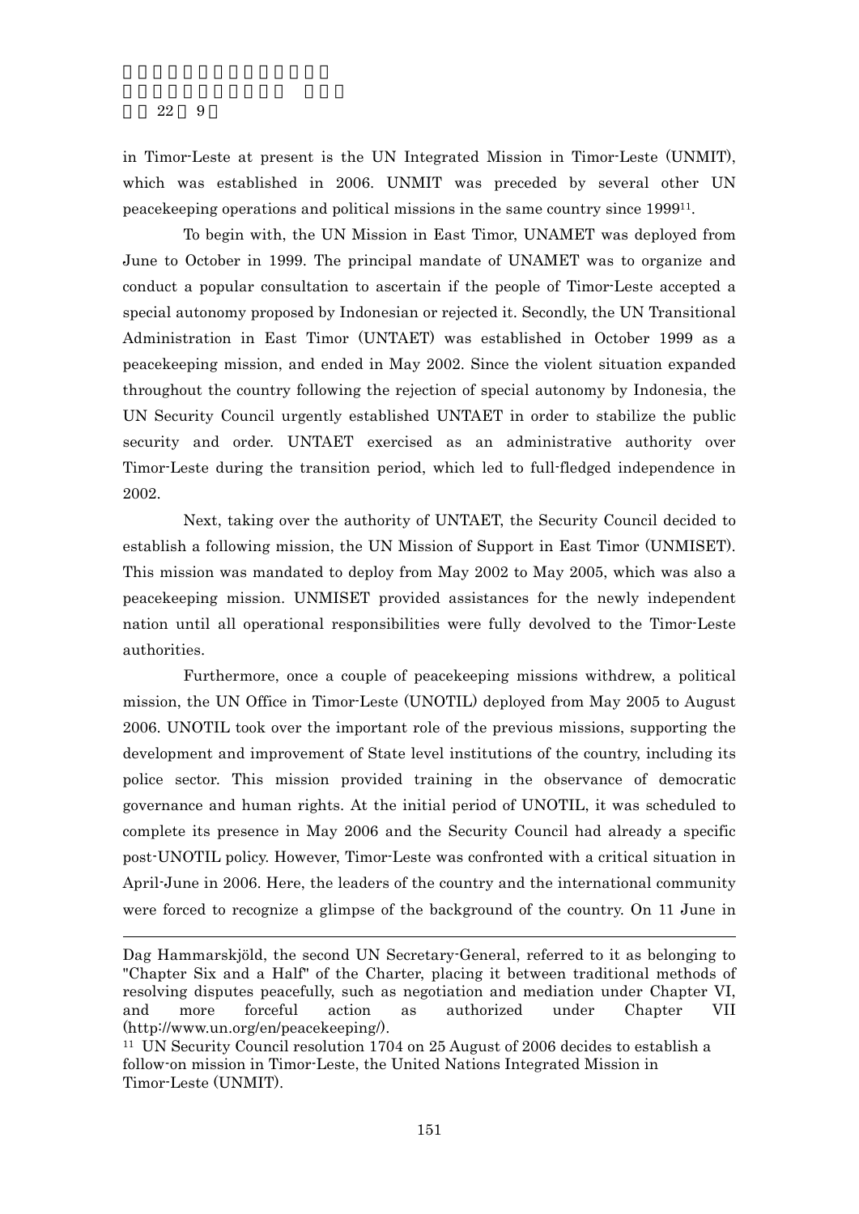in Timor-Leste at present is the UN Integrated Mission in Timor-Leste (UNMIT), which was established in 2006. UNMIT was preceded by several other UN peacekeeping operations and political missions in the same country since 1999[11].

To begin with, the UN Mission in East Timor, UNAMET was deployed from June to October in 1999. The principal mandate of UNAMET was to organize and conduct a popular consultation to ascertain if the people of Timor-Leste accepted a special autonomy proposed by Indonesian or rejected it. Secondly, the UN Transitional Administration in East Timor (UNTAET) was established in October 1999 as a peacekeeping mission, and ended in May 2002. Since the violent situation expanded throughout the country following the rejection of special autonomy by Indonesia, the UN Security Council urgently established UNTAET in order to stabilize the public security and order. UNTAET exercised as an administrative authority over Timor-Leste during the transition period, which led to full-fledged independence in 2002.

Next, taking over the authority of UNTAET, the Security Council decided to establish a following mission, the UN Mission of Support in East Timor (UNMISET). This mission was mandated to deploy from May 2002 to May 2005, which was also a peacekeeping mission. UNMISET provided assistances for the newly independent nation until all operational responsibilities were fully devolved to the Timor-Leste authorities.

Furthermore, once a couple of peacekeeping missions withdrew, a political mission, the UN Office in Timor-Leste (UNOTIL) deployed from May 2005 to August 2006. UNOTIL took over the important role of the previous missions, supporting the development and improvement of State level institutions of the country, including its police sector. This mission provided training in the observance of democratic governance and human rights. At the initial period of UNOTIL, it was scheduled to complete its presence in May 2006 and the Security Council had already a specific post-UNOTIL policy. However, Timor-Leste was confronted with a critical situation in April-June in 2006. Here, the leaders of the country and the international community were forced to recognize a glimpse of the background of the country. On 11 June in

---

Dag Hammarskjöld, the second UN Secretary-General, referred to it as belonging to "Chapter Six and a Half" of the Charter, placing it between traditional methods of resolving disputes peacefully, such as negotiation and mediation under Chapter VI, and more forceful action as authorized under Chapter VII (http://www.un.org/en/peacekeeping/).

[11] UN Security Council resolution 1704 on 25 August of 2006 decides to establish a follow-on mission in Timor-Leste, the United Nations Integrated Mission in Timor-Leste (UNMIT).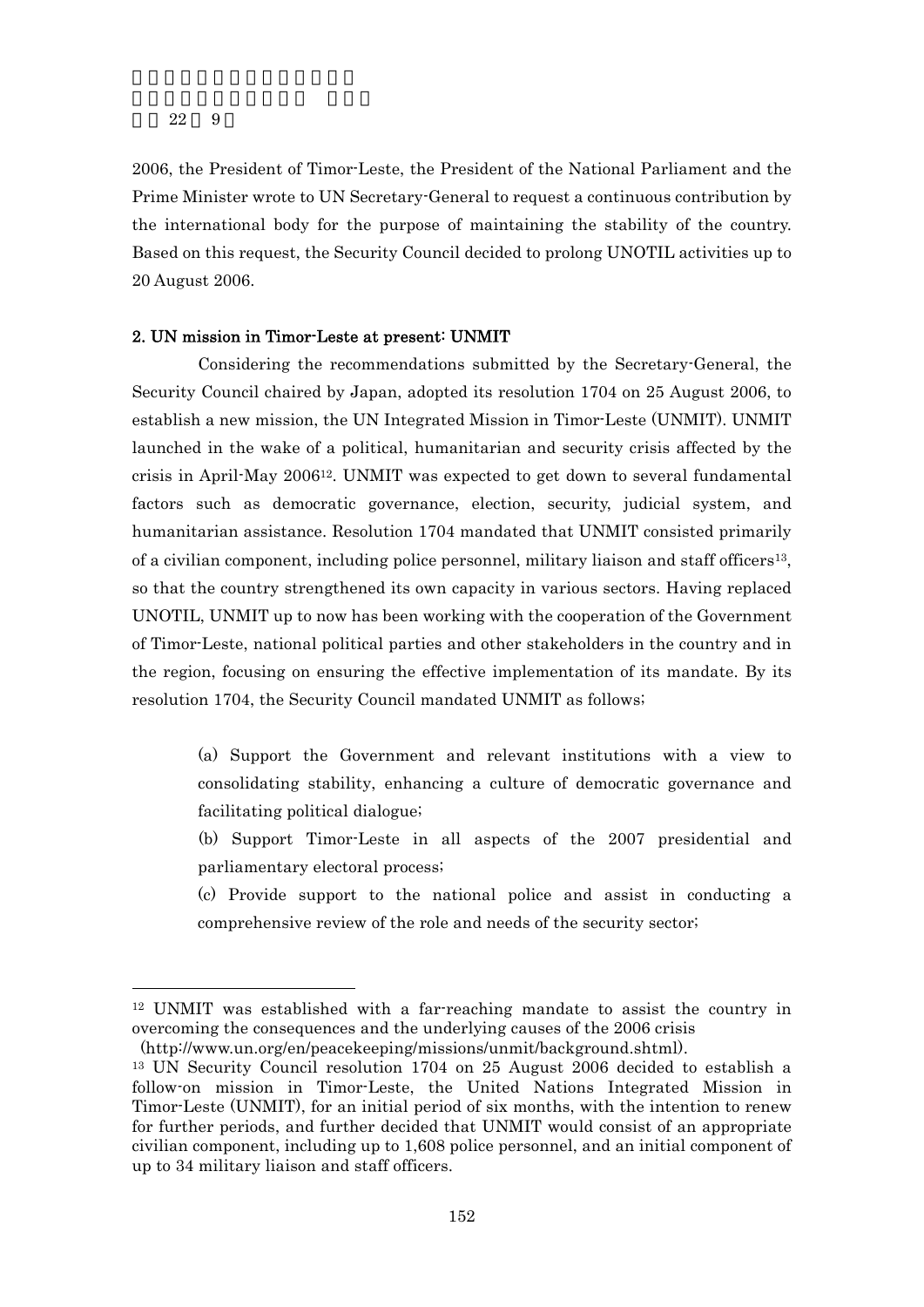2006, the President of Timor-Leste, the President of the National Parliament and the Prime Minister wrote to UN Secretary-General to request a continuous contribution by the international body for the purpose of maintaining the stability of the country. Based on this request, the Security Council decided to prolong UNOTIL activities up to 20 August 2006.

## 2. UN mission in Timor-Leste at present: UNMIT

Considering the recommendations submitted by the Secretary-General, the Security Council chaired by Japan, adopted its resolution 1704 on 25 August 2006, to establish a new mission, the UN Integrated Mission in Timor-Leste (UNMIT). UNMIT launched in the wake of a political, humanitarian and security crisis affected by the crisis in April-May 2006[12]. UNMIT was expected to get down to several fundamental factors such as democratic governance, election, security, judicial system, and humanitarian assistance. Resolution 1704 mandated that UNMIT consisted primarily of a civilian component, including police personnel, military liaison and staff officers[13], so that the country strengthened its own capacity in various sectors. Having replaced UNOTIL, UNMIT up to now has been working with the cooperation of the Government of Timor-Leste, national political parties and other stakeholders in the country and in the region, focusing on ensuring the effective implementation of its mandate. By its resolution 1704, the Security Council mandated UNMIT as follows;

(a) Support the Government and relevant institutions with a view to consolidating stability, enhancing a culture of democratic governance and facilitating political dialogue;

(b) Support Timor-Leste in all aspects of the 2007 presidential and parliamentary electoral process;

(c) Provide support to the national police and assist in conducting a comprehensive review of the role and needs of the security sector;

---

[12] UNMIT was established with a far-reaching mandate to assist the country in overcoming the consequences and the underlying causes of the 2006 crisis (http://www.un.org/en/peacekeeping/missions/unmit/background.shtml).

[13] UN Security Council resolution 1704 on 25 August 2006 decided to establish a follow-on mission in Timor-Leste, the United Nations Integrated Mission in Timor-Leste (UNMIT), for an initial period of six months, with the intention to renew for further periods, and further decided that UNMIT would consist of an appropriate civilian component, including up to 1,608 police personnel, and an initial component of up to 34 military liaison and staff officers.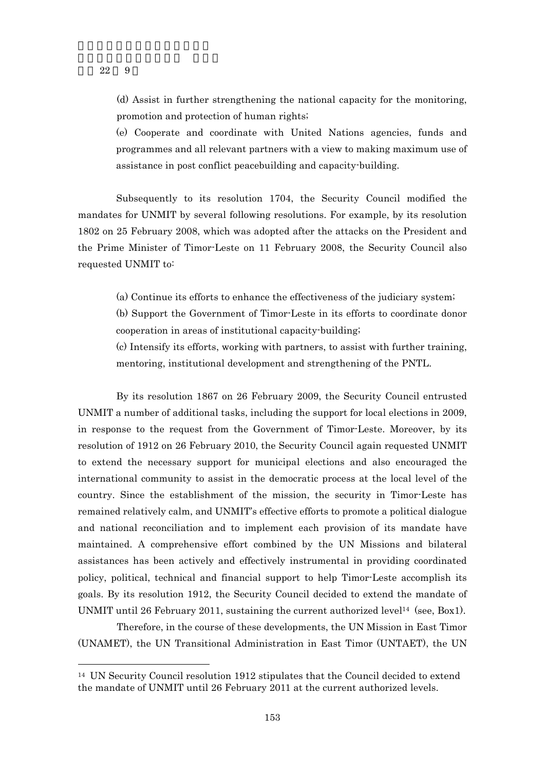(d) Assist in further strengthening the national capacity for the monitoring, promotion and protection of human rights;

(e) Cooperate and coordinate with United Nations agencies, funds and programmes and all relevant partners with a view to making maximum use of assistance in post conflict peacebuilding and capacity-building.

Subsequently to its resolution 1704, the Security Council modified the mandates for UNMIT by several following resolutions. For example, by its resolution 1802 on 25 February 2008, which was adopted after the attacks on the President and the Prime Minister of Timor-Leste on 11 February 2008, the Security Council also requested UNMIT to:

(a) Continue its efforts to enhance the effectiveness of the judiciary system;

(b) Support the Government of Timor-Leste in its efforts to coordinate donor cooperation in areas of institutional capacity-building;

(c) Intensify its efforts, working with partners, to assist with further training, mentoring, institutional development and strengthening of the PNTL.

By its resolution 1867 on 26 February 2009, the Security Council entrusted UNMIT a number of additional tasks, including the support for local elections in 2009, in response to the request from the Government of Timor-Leste. Moreover, by its resolution of 1912 on 26 February 2010, the Security Council again requested UNMIT to extend the necessary support for municipal elections and also encouraged the international community to assist in the democratic process at the local level of the country. Since the establishment of the mission, the security in Timor-Leste has remained relatively calm, and UNMIT's effective efforts to promote a political dialogue and national reconciliation and to implement each provision of its mandate have maintained. A comprehensive effort combined by the UN Missions and bilateral assistances has been actively and effectively instrumental in providing coordinated policy, political, technical and financial support to help Timor-Leste accomplish its goals. By its resolution 1912, the Security Council decided to extend the mandate of UNMIT until 26 February 2011, sustaining the current authorized level[14] (see, Box1).

Therefore, in the course of these developments, the UN Mission in East Timor (UNAMET), the UN Transitional Administration in East Timor (UNTAET), the UN

---

[14] UN Security Council resolution 1912 stipulates that the Council decided to extend the mandate of UNMIT until 26 February 2011 at the current authorized levels.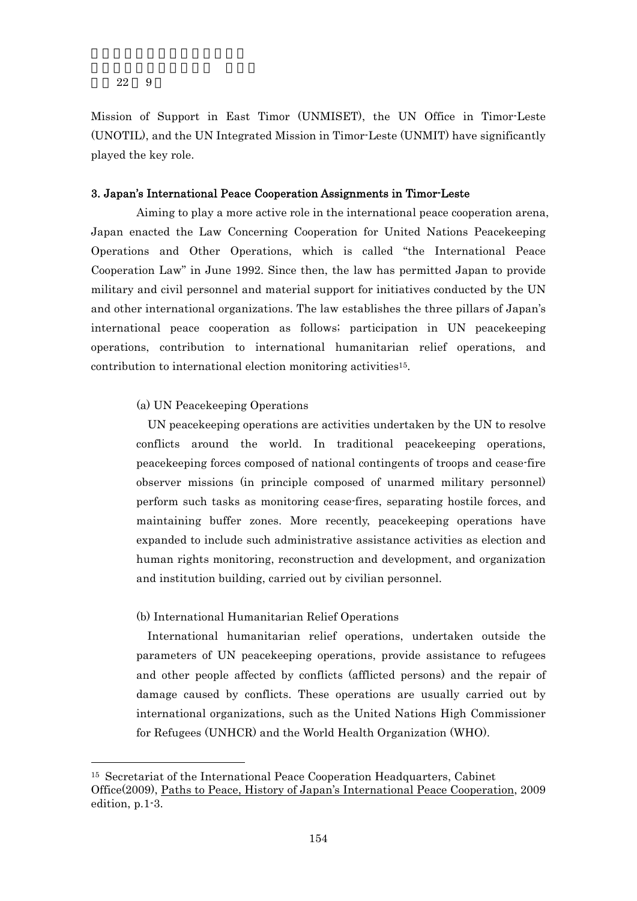Mission of Support in East Timor (UNMISET), the UN Office in Timor-Leste (UNOTIL), and the UN Integrated Mission in Timor-Leste (UNMIT) have significantly played the key role.

### 3. Japan's International Peace Cooperation Assignments in Timor-Leste

Aiming to play a more active role in the international peace cooperation arena, Japan enacted the Law Concerning Cooperation for United Nations Peacekeeping Operations and Other Operations, which is called "the International Peace Cooperation Law" in June 1992. Since then, the law has permitted Japan to provide military and civil personnel and material support for initiatives conducted by the UN and other international organizations. The law establishes the three pillars of Japan's international peace cooperation as follows; participation in UN peacekeeping operations, contribution to international humanitarian relief operations, and contribution to international election monitoring activities[15].

(a) UN Peacekeeping Operations

UN peacekeeping operations are activities undertaken by the UN to resolve conflicts around the world. In traditional peacekeeping operations, peacekeeping forces composed of national contingents of troops and cease-fire observer missions (in principle composed of unarmed military personnel) perform such tasks as monitoring cease-fires, separating hostile forces, and maintaining buffer zones. More recently, peacekeeping operations have expanded to include such administrative assistance activities as election and human rights monitoring, reconstruction and development, and organization and institution building, carried out by civilian personnel.

(b) International Humanitarian Relief Operations

International humanitarian relief operations, undertaken outside the parameters of UN peacekeeping operations, provide assistance to refugees and other people affected by conflicts (afflicted persons) and the repair of damage caused by conflicts. These operations are usually carried out by international organizations, such as the United Nations High Commissioner for Refugees (UNHCR) and the World Health Organization (WHO).

---

[15] Secretariat of the International Peace Cooperation Headquarters, Cabinet Office(2009), Paths to Peace, History of Japan's International Peace Cooperation, 2009 edition, p.1-3.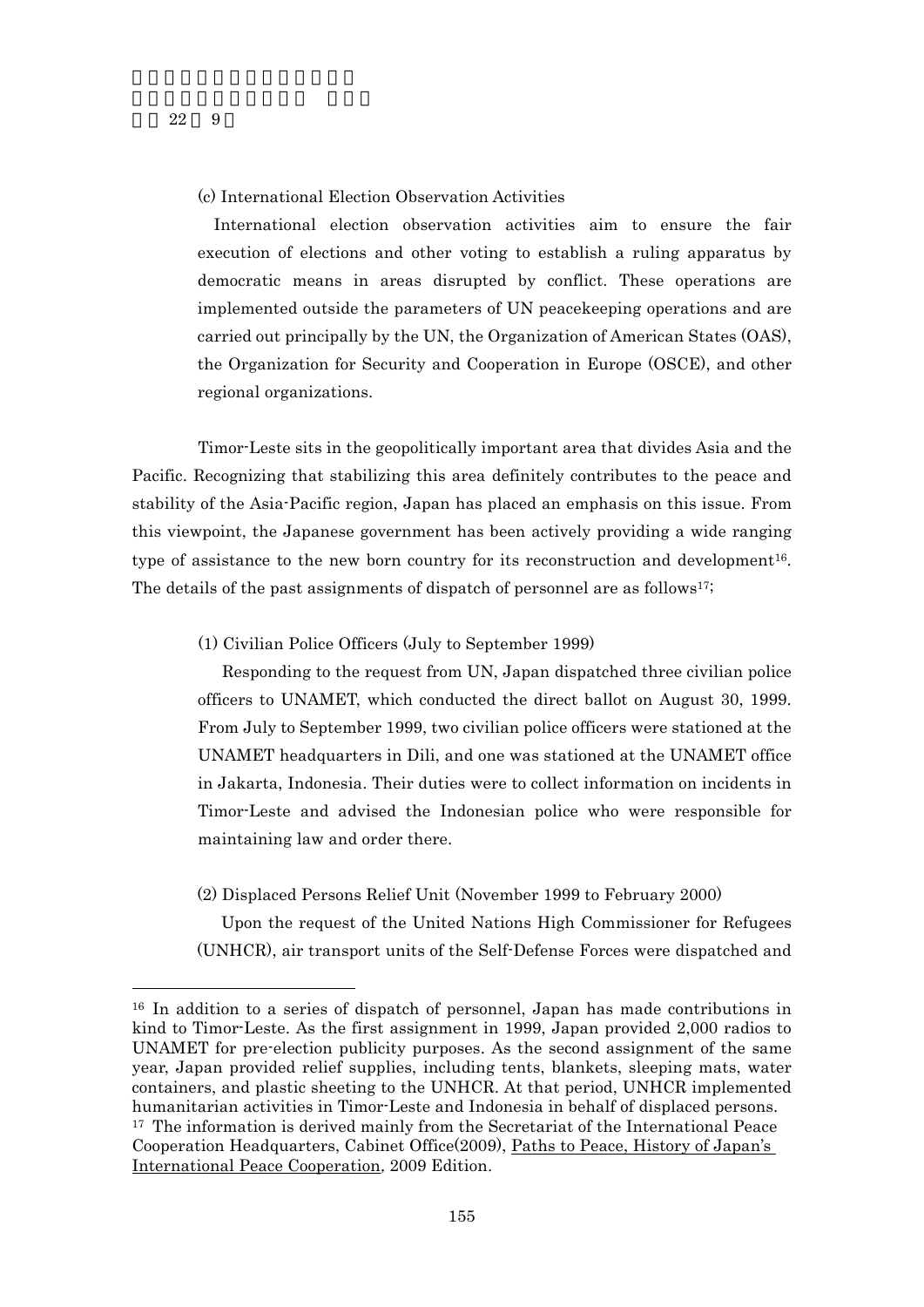(c) International Election Observation Activities

International election observation activities aim to ensure the fair execution of elections and other voting to establish a ruling apparatus by democratic means in areas disrupted by conflict. These operations are implemented outside the parameters of UN peacekeeping operations and are carried out principally by the UN, the Organization of American States (OAS), the Organization for Security and Cooperation in Europe (OSCE), and other regional organizations.

Timor-Leste sits in the geopolitically important area that divides Asia and the Pacific. Recognizing that stabilizing this area definitely contributes to the peace and stability of the Asia-Pacific region, Japan has placed an emphasis on this issue. From this viewpoint, the Japanese government has been actively providing a wide ranging type of assistance to the new born country for its reconstruction and development[16]. The details of the past assignments of dispatch of personnel are as follows[17];

(1) Civilian Police Officers (July to September 1999)

Responding to the request from UN, Japan dispatched three civilian police officers to UNAMET, which conducted the direct ballot on August 30, 1999. From July to September 1999, two civilian police officers were stationed at the UNAMET headquarters in Dili, and one was stationed at the UNAMET office in Jakarta, Indonesia. Their duties were to collect information on incidents in Timor-Leste and advised the Indonesian police who were responsible for maintaining law and order there.

(2) Displaced Persons Relief Unit (November 1999 to February 2000)

Upon the request of the United Nations High Commissioner for Refugees (UNHCR), air transport units of the Self-Defense Forces were dispatched and

---

[16] In addition to a series of dispatch of personnel, Japan has made contributions in kind to Timor-Leste. As the first assignment in 1999, Japan provided 2,000 radios to UNAMET for pre-election publicity purposes. As the second assignment of the same year, Japan provided relief supplies, including tents, blankets, sleeping mats, water containers, and plastic sheeting to the UNHCR. At that period, UNHCR implemented humanitarian activities in Timor-Leste and Indonesia in behalf of displaced persons.

[17] The information is derived mainly from the Secretariat of the International Peace Cooperation Headquarters, Cabinet Office(2009), Paths to Peace, History of Japan's International Peace Cooperation, 2009 Edition.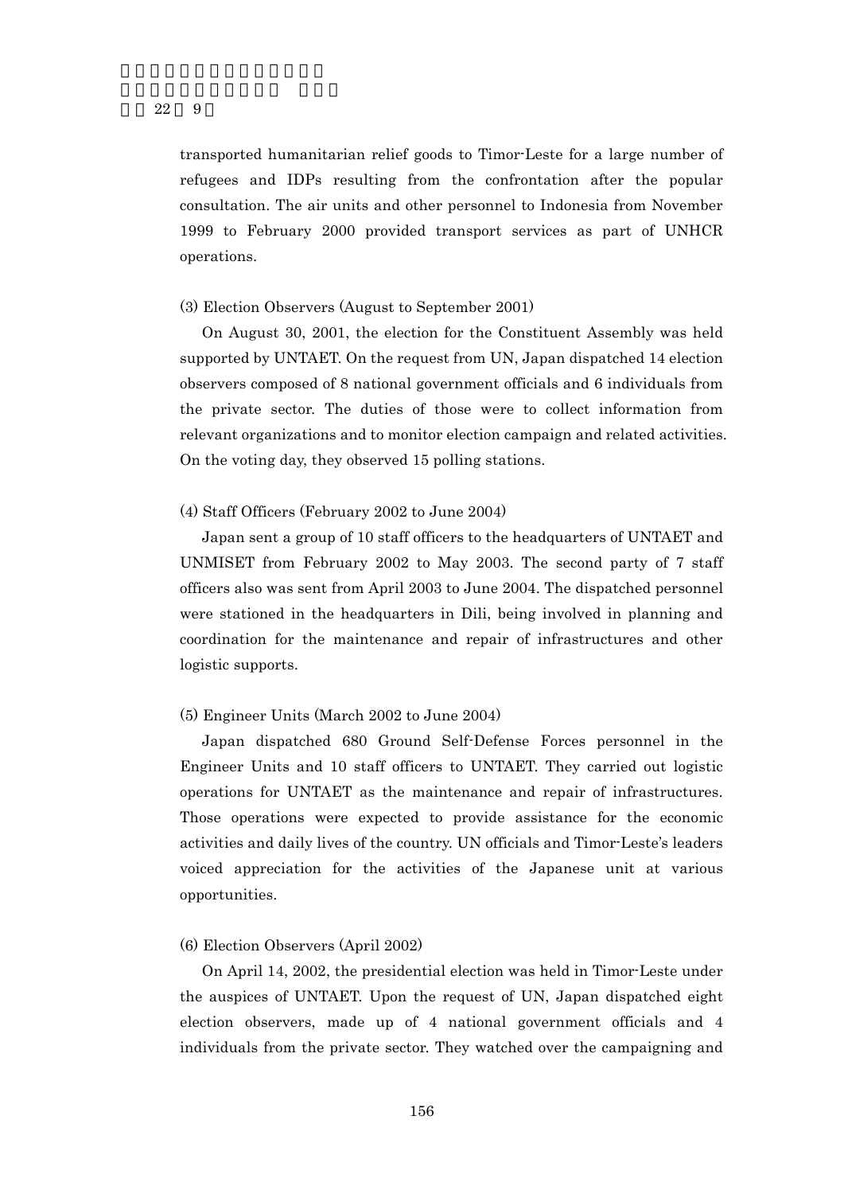transported humanitarian relief goods to Timor-Leste for a large number of refugees and IDPs resulting from the confrontation after the popular consultation. The air units and other personnel to Indonesia from November 1999 to February 2000 provided transport services as part of UNHCR operations.

(3) Election Observers (August to September 2001)

On August 30, 2001, the election for the Constituent Assembly was held supported by UNTAET. On the request from UN, Japan dispatched 14 election observers composed of 8 national government officials and 6 individuals from the private sector. The duties of those were to collect information from relevant organizations and to monitor election campaign and related activities. On the voting day, they observed 15 polling stations.

(4) Staff Officers (February 2002 to June 2004)

Japan sent a group of 10 staff officers to the headquarters of UNTAET and UNMISET from February 2002 to May 2003. The second party of 7 staff officers also was sent from April 2003 to June 2004. The dispatched personnel were stationed in the headquarters in Dili, being involved in planning and coordination for the maintenance and repair of infrastructures and other logistic supports.

(5) Engineer Units (March 2002 to June 2004)

Japan dispatched 680 Ground Self-Defense Forces personnel in the Engineer Units and 10 staff officers to UNTAET. They carried out logistic operations for UNTAET as the maintenance and repair of infrastructures. Those operations were expected to provide assistance for the economic activities and daily lives of the country. UN officials and Timor-Leste's leaders voiced appreciation for the activities of the Japanese unit at various opportunities.

(6) Election Observers (April 2002)

On April 14, 2002, the presidential election was held in Timor-Leste under the auspices of UNTAET. Upon the request of UN, Japan dispatched eight election observers, made up of 4 national government officials and 4 individuals from the private sector. They watched over the campaigning and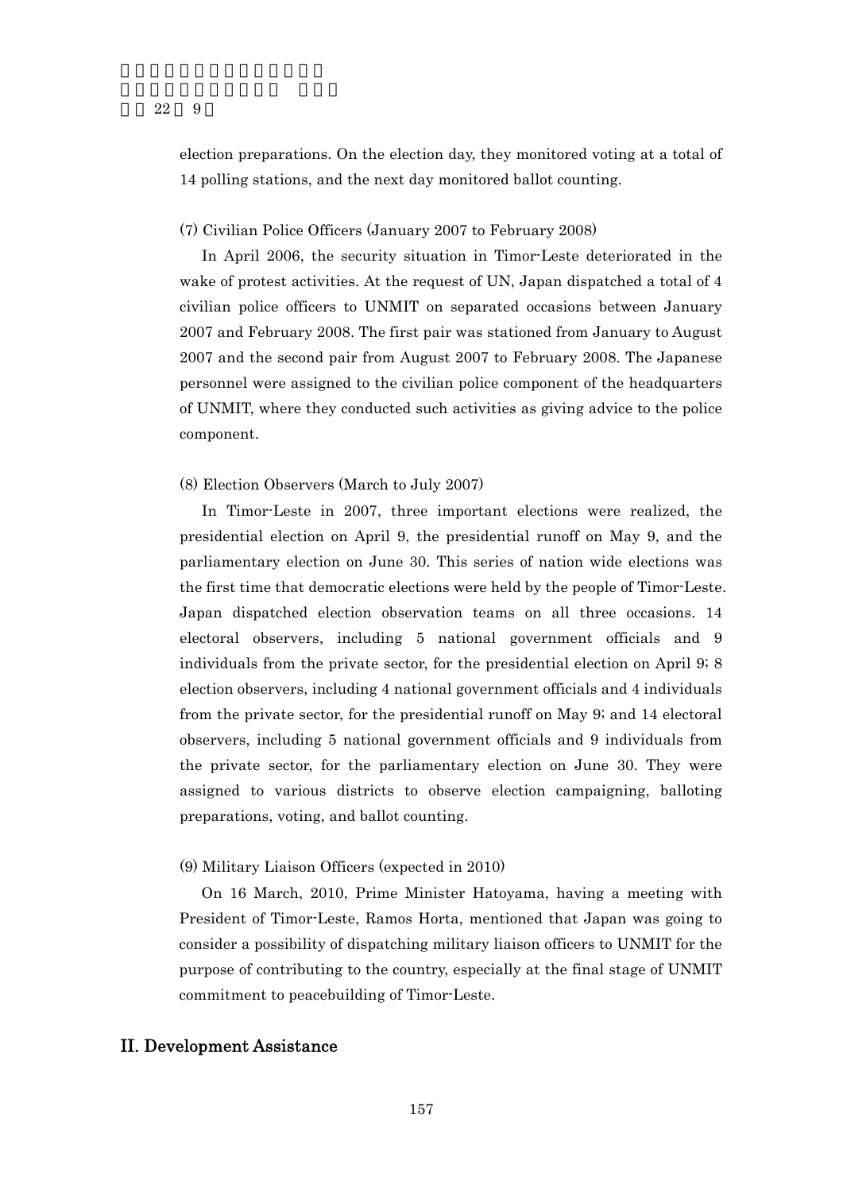election preparations. On the election day, they monitored voting at a total of 14 polling stations, and the next day monitored ballot counting.

(7) Civilian Police Officers (January 2007 to February 2008)

In April 2006, the security situation in Timor-Leste deteriorated in the wake of protest activities. At the request of UN, Japan dispatched a total of 4 civilian police officers to UNMIT on separated occasions between January 2007 and February 2008. The first pair was stationed from January to August 2007 and the second pair from August 2007 to February 2008. The Japanese personnel were assigned to the civilian police component of the headquarters of UNMIT, where they conducted such activities as giving advice to the police component.

(8) Election Observers (March to July 2007)

In Timor-Leste in 2007, three important elections were realized, the presidential election on April 9, the presidential runoff on May 9, and the parliamentary election on June 30. This series of nation wide elections was the first time that democratic elections were held by the people of Timor-Leste. Japan dispatched election observation teams on all three occasions. 14 electoral observers, including 5 national government officials and 9 individuals from the private sector, for the presidential election on April 9; 8 election observers, including 4 national government officials and 4 individuals from the private sector, for the presidential runoff on May 9; and 14 electoral observers, including 5 national government officials and 9 individuals from the private sector, for the parliamentary election on June 30. They were assigned to various districts to observe election campaigning, balloting preparations, voting, and ballot counting.

(9) Military Liaison Officers (expected in 2010)

On 16 March, 2010, Prime Minister Hatoyama, having a meeting with President of Timor-Leste, Ramos Horta, mentioned that Japan was going to consider a possibility of dispatching military liaison officers to UNMIT for the purpose of contributing to the country, especially at the final stage of UNMIT commitment to peacebuilding of Timor-Leste.

## II. Development Assistance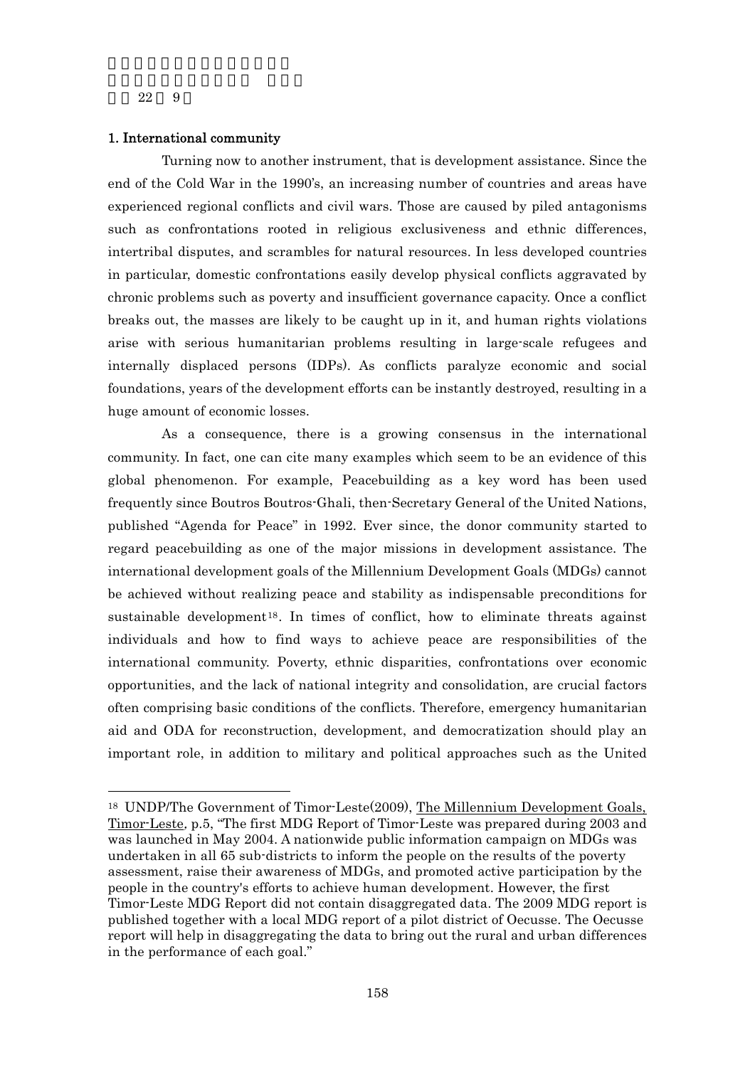## 1. International community

Turning now to another instrument, that is development assistance. Since the end of the Cold War in the 1990's, an increasing number of countries and areas have experienced regional conflicts and civil wars. Those are caused by piled antagonisms such as confrontations rooted in religious exclusiveness and ethnic differences, intertribal disputes, and scrambles for natural resources. In less developed countries in particular, domestic confrontations easily develop physical conflicts aggravated by chronic problems such as poverty and insufficient governance capacity. Once a conflict breaks out, the masses are likely to be caught up in it, and human rights violations arise with serious humanitarian problems resulting in large-scale refugees and internally displaced persons (IDPs). As conflicts paralyze economic and social foundations, years of the development efforts can be instantly destroyed, resulting in a huge amount of economic losses.

As a consequence, there is a growing consensus in the international community. In fact, one can cite many examples which seem to be an evidence of this global phenomenon. For example, Peacebuilding as a key word has been used frequently since Boutros Boutros-Ghali, then-Secretary General of the United Nations, published "Agenda for Peace" in 1992. Ever since, the donor community started to regard peacebuilding as one of the major missions in development assistance. The international development goals of the Millennium Development Goals (MDGs) cannot be achieved without realizing peace and stability as indispensable preconditions for sustainable development[18]. In times of conflict, how to eliminate threats against individuals and how to find ways to achieve peace are responsibilities of the international community. Poverty, ethnic disparities, confrontations over economic opportunities, and the lack of national integrity and consolidation, are crucial factors often comprising basic conditions of the conflicts. Therefore, emergency humanitarian aid and ODA for reconstruction, development, and democratization should play an important role, in addition to military and political approaches such as the United

---

[18] UNDP/The Government of Timor-Leste(2009), The Millennium Development Goals, Timor-Leste, p.5, "The first MDG Report of Timor-Leste was prepared during 2003 and was launched in May 2004. A nationwide public information campaign on MDGs was undertaken in all 65 sub-districts to inform the people on the results of the poverty assessment, raise their awareness of MDGs, and promoted active participation by the people in the country's efforts to achieve human development. However, the first Timor-Leste MDG Report did not contain disaggregated data. The 2009 MDG report is published together with a local MDG report of a pilot district of Oecusse. The Oecusse report will help in disaggregating the data to bring out the rural and urban differences in the performance of each goal."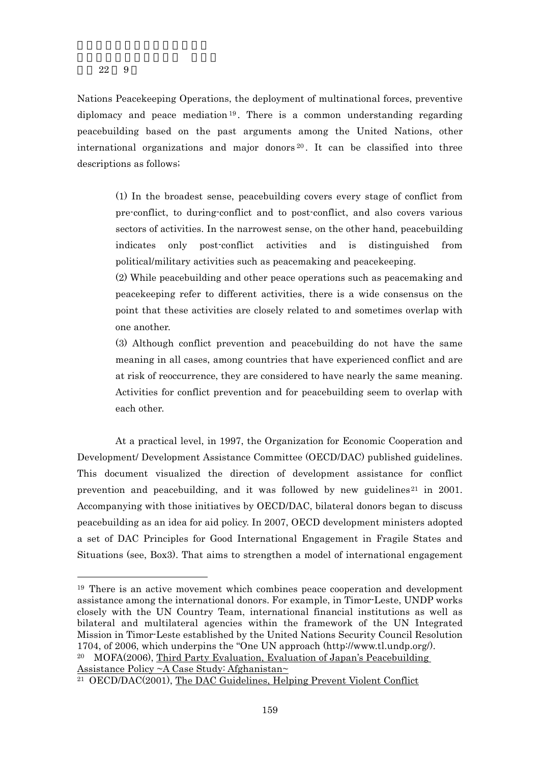Nations Peacekeeping Operations, the deployment of multinational forces, preventive diplomacy and peace mediation[19]. There is a common understanding regarding peacebuilding based on the past arguments among the United Nations, other international organizations and major donors[20]. It can be classified into three descriptions as follows;

> (1) In the broadest sense, peacebuilding covers every stage of conflict from pre-conflict, to during-conflict and to post-conflict, and also covers various sectors of activities. In the narrowest sense, on the other hand, peacebuilding indicates only post-conflict activities and is distinguished from political/military activities such as peacemaking and peacekeeping.
>
> (2) While peacebuilding and other peace operations such as peacemaking and peacekeeping refer to different activities, there is a wide consensus on the point that these activities are closely related to and sometimes overlap with one another.
>
> (3) Although conflict prevention and peacebuilding do not have the same meaning in all cases, among countries that have experienced conflict and are at risk of reoccurrence, they are considered to have nearly the same meaning. Activities for conflict prevention and for peacebuilding seem to overlap with each other.

At a practical level, in 1997, the Organization for Economic Cooperation and Development/ Development Assistance Committee (OECD/DAC) published guidelines. This document visualized the direction of development assistance for conflict prevention and peacebuilding, and it was followed by new guidelines[21] in 2001. Accompanying with those initiatives by OECD/DAC, bilateral donors began to discuss peacebuilding as an idea for aid policy. In 2007, OECD development ministers adopted a set of DAC Principles for Good International Engagement in Fragile States and Situations (see, Box3). That aims to strengthen a model of international engagement

---

[19] There is an active movement which combines peace cooperation and development assistance among the international donors. For example, in Timor-Leste, UNDP works closely with the UN Country Team, international financial institutions as well as bilateral and multilateral agencies within the framework of the UN Integrated Mission in Timor-Leste established by the United Nations Security Council Resolution 1704, of 2006, which underpins the "One UN approach (http://www.tl.undp.org/).

[20] MOFA(2006), Third Party Evaluation, Evaluation of Japan's Peacebuilding Assistance Policy ~A Case Study: Afghanistan~

[21] OECD/DAC(2001), The DAC Guidelines, Helping Prevent Violent Conflict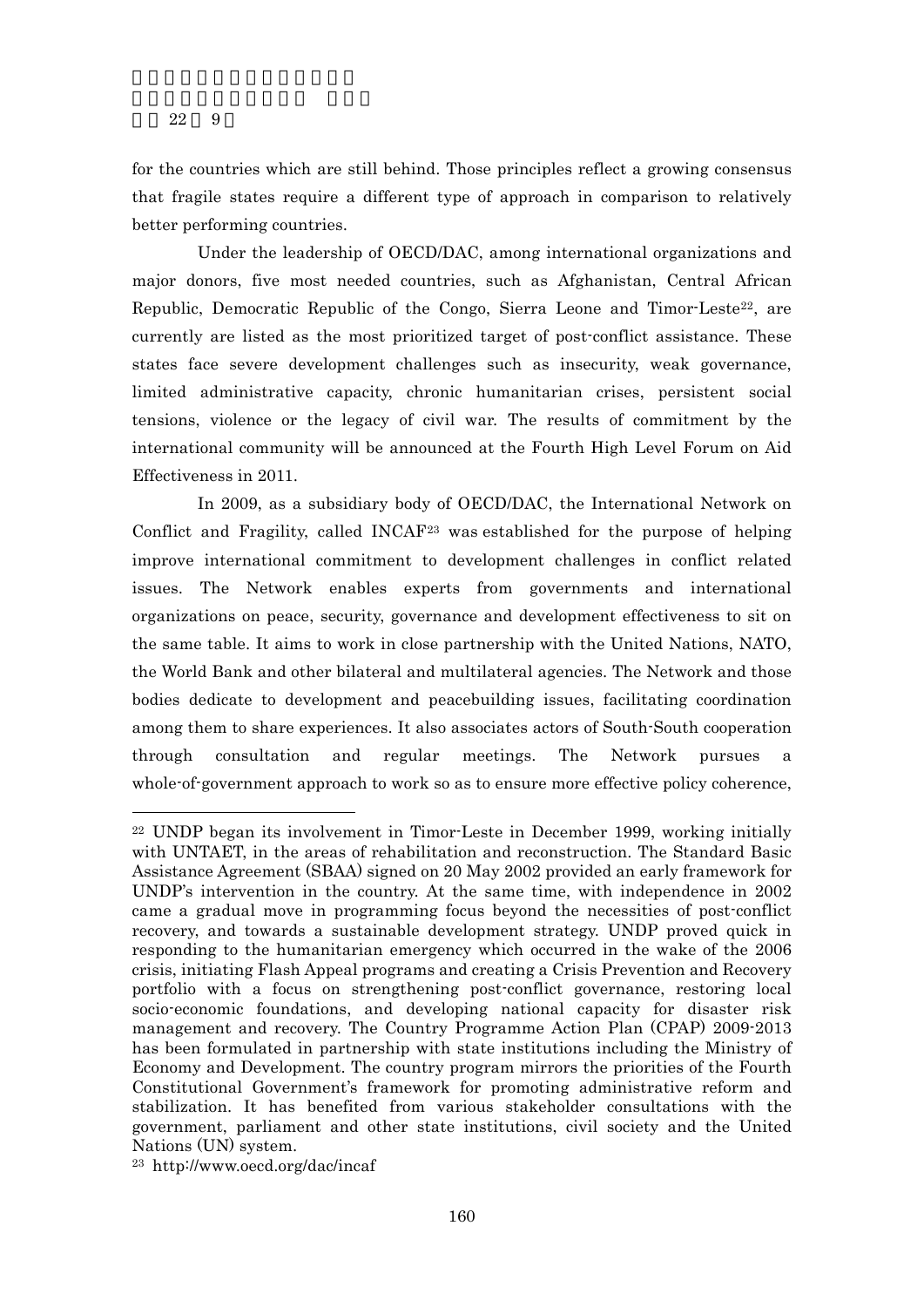for the countries which are still behind. Those principles reflect a growing consensus that fragile states require a different type of approach in comparison to relatively better performing countries.

Under the leadership of OECD/DAC, among international organizations and major donors, five most needed countries, such as Afghanistan, Central African Republic, Democratic Republic of the Congo, Sierra Leone and Timor-Leste[22], are currently are listed as the most prioritized target of post-conflict assistance. These states face severe development challenges such as insecurity, weak governance, limited administrative capacity, chronic humanitarian crises, persistent social tensions, violence or the legacy of civil war. The results of commitment by the international community will be announced at the Fourth High Level Forum on Aid Effectiveness in 2011.

In 2009, as a subsidiary body of OECD/DAC, the International Network on Conflict and Fragility, called INCAF[23] was established for the purpose of helping improve international commitment to development challenges in conflict related issues. The Network enables experts from governments and international organizations on peace, security, governance and development effectiveness to sit on the same table. It aims to work in close partnership with the United Nations, NATO, the World Bank and other bilateral and multilateral agencies. The Network and those bodies dedicate to development and peacebuilding issues, facilitating coordination among them to share experiences. It also associates actors of South-South cooperation through consultation and regular meetings. The Network pursues a whole-of-government approach to work so as to ensure more effective policy coherence,

---

[22] UNDP began its involvement in Timor-Leste in December 1999, working initially with UNTAET, in the areas of rehabilitation and reconstruction. The Standard Basic Assistance Agreement (SBAA) signed on 20 May 2002 provided an early framework for UNDP's intervention in the country. At the same time, with independence in 2002 came a gradual move in programming focus beyond the necessities of post-conflict recovery, and towards a sustainable development strategy. UNDP proved quick in responding to the humanitarian emergency which occurred in the wake of the 2006 crisis, initiating Flash Appeal programs and creating a Crisis Prevention and Recovery portfolio with a focus on strengthening post-conflict governance, restoring local socio-economic foundations, and developing national capacity for disaster risk management and recovery. The Country Programme Action Plan (CPAP) 2009-2013 has been formulated in partnership with state institutions including the Ministry of Economy and Development. The country program mirrors the priorities of the Fourth Constitutional Government's framework for promoting administrative reform and stabilization. It has benefited from various stakeholder consultations with the government, parliament and other state institutions, civil society and the United Nations (UN) system.

[23] http://www.oecd.org/dac/incaf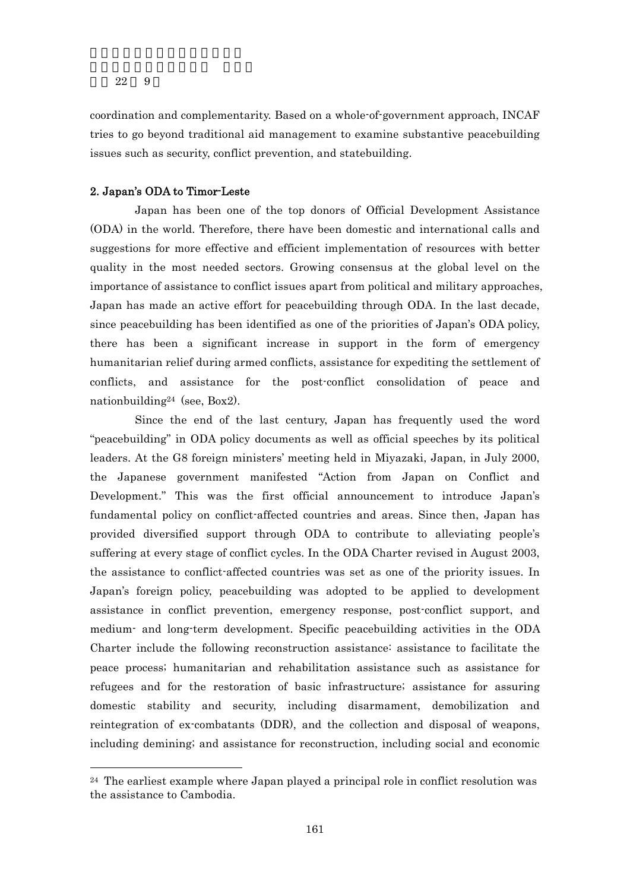coordination and complementarity. Based on a whole-of-government approach, INCAF tries to go beyond traditional aid management to examine substantive peacebuilding issues such as security, conflict prevention, and statebuilding.

### 2. Japan's ODA to Timor-Leste

Japan has been one of the top donors of Official Development Assistance (ODA) in the world. Therefore, there have been domestic and international calls and suggestions for more effective and efficient implementation of resources with better quality in the most needed sectors. Growing consensus at the global level on the importance of assistance to conflict issues apart from political and military approaches, Japan has made an active effort for peacebuilding through ODA. In the last decade, since peacebuilding has been identified as one of the priorities of Japan's ODA policy, there has been a significant increase in support in the form of emergency humanitarian relief during armed conflicts, assistance for expediting the settlement of conflicts, and assistance for the post-conflict consolidation of peace and nationbuilding[24] (see, Box2).

Since the end of the last century, Japan has frequently used the word "peacebuilding" in ODA policy documents as well as official speeches by its political leaders. At the G8 foreign ministers' meeting held in Miyazaki, Japan, in July 2000, the Japanese government manifested "Action from Japan on Conflict and Development." This was the first official announcement to introduce Japan's fundamental policy on conflict-affected countries and areas. Since then, Japan has provided diversified support through ODA to contribute to alleviating people's suffering at every stage of conflict cycles. In the ODA Charter revised in August 2003, the assistance to conflict-affected countries was set as one of the priority issues. In Japan's foreign policy, peacebuilding was adopted to be applied to development assistance in conflict prevention, emergency response, post-conflict support, and medium- and long-term development. Specific peacebuilding activities in the ODA Charter include the following reconstruction assistance: assistance to facilitate the peace process; humanitarian and rehabilitation assistance such as assistance for refugees and for the restoration of basic infrastructure; assistance for assuring domestic stability and security, including disarmament, demobilization and reintegration of ex-combatants (DDR), and the collection and disposal of weapons, including demining; and assistance for reconstruction, including social and economic

---

[24] The earliest example where Japan played a principal role in conflict resolution was the assistance to Cambodia.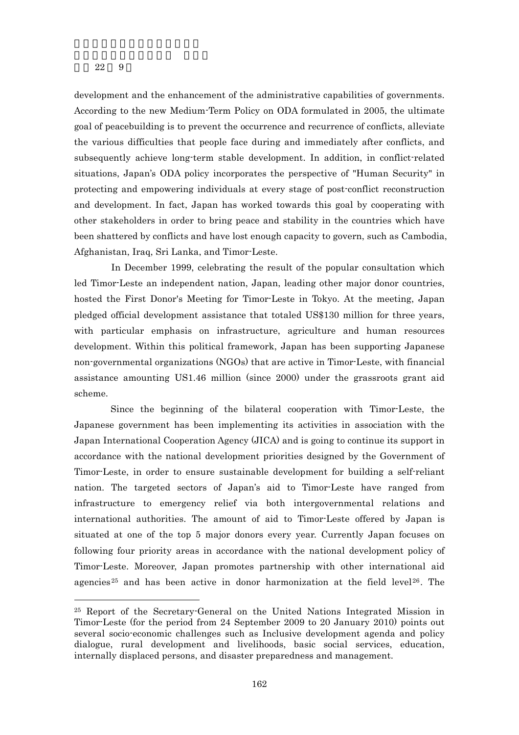development and the enhancement of the administrative capabilities of governments. According to the new Medium-Term Policy on ODA formulated in 2005, the ultimate goal of peacebuilding is to prevent the occurrence and recurrence of conflicts, alleviate the various difficulties that people face during and immediately after conflicts, and subsequently achieve long-term stable development. In addition, in conflict-related situations, Japan's ODA policy incorporates the perspective of "Human Security" in protecting and empowering individuals at every stage of post-conflict reconstruction and development. In fact, Japan has worked towards this goal by cooperating with other stakeholders in order to bring peace and stability in the countries which have been shattered by conflicts and have lost enough capacity to govern, such as Cambodia, Afghanistan, Iraq, Sri Lanka, and Timor-Leste.

In December 1999, celebrating the result of the popular consultation which led Timor-Leste an independent nation, Japan, leading other major donor countries, hosted the First Donor's Meeting for Timor-Leste in Tokyo. At the meeting, Japan pledged official development assistance that totaled US$130 million for three years, with particular emphasis on infrastructure, agriculture and human resources development. Within this political framework, Japan has been supporting Japanese non-governmental organizations (NGOs) that are active in Timor-Leste, with financial assistance amounting US1.46 million (since 2000) under the grassroots grant aid scheme.

Since the beginning of the bilateral cooperation with Timor-Leste, the Japanese government has been implementing its activities in association with the Japan International Cooperation Agency (JICA) and is going to continue its support in accordance with the national development priorities designed by the Government of Timor-Leste, in order to ensure sustainable development for building a self-reliant nation. The targeted sectors of Japan's aid to Timor-Leste have ranged from infrastructure to emergency relief via both intergovernmental relations and international authorities. The amount of aid to Timor-Leste offered by Japan is situated at one of the top 5 major donors every year. Currently Japan focuses on following four priority areas in accordance with the national development policy of Timor-Leste. Moreover, Japan promotes partnership with other international aid agencies[25] and has been active in donor harmonization at the field level[26]. The

[25] Report of the Secretary-General on the United Nations Integrated Mission in Timor-Leste (for the period from 24 September 2009 to 20 January 2010) points out several socio-economic challenges such as Inclusive development agenda and policy dialogue, rural development and livelihoods, basic social services, education, internally displaced persons, and disaster preparedness and management.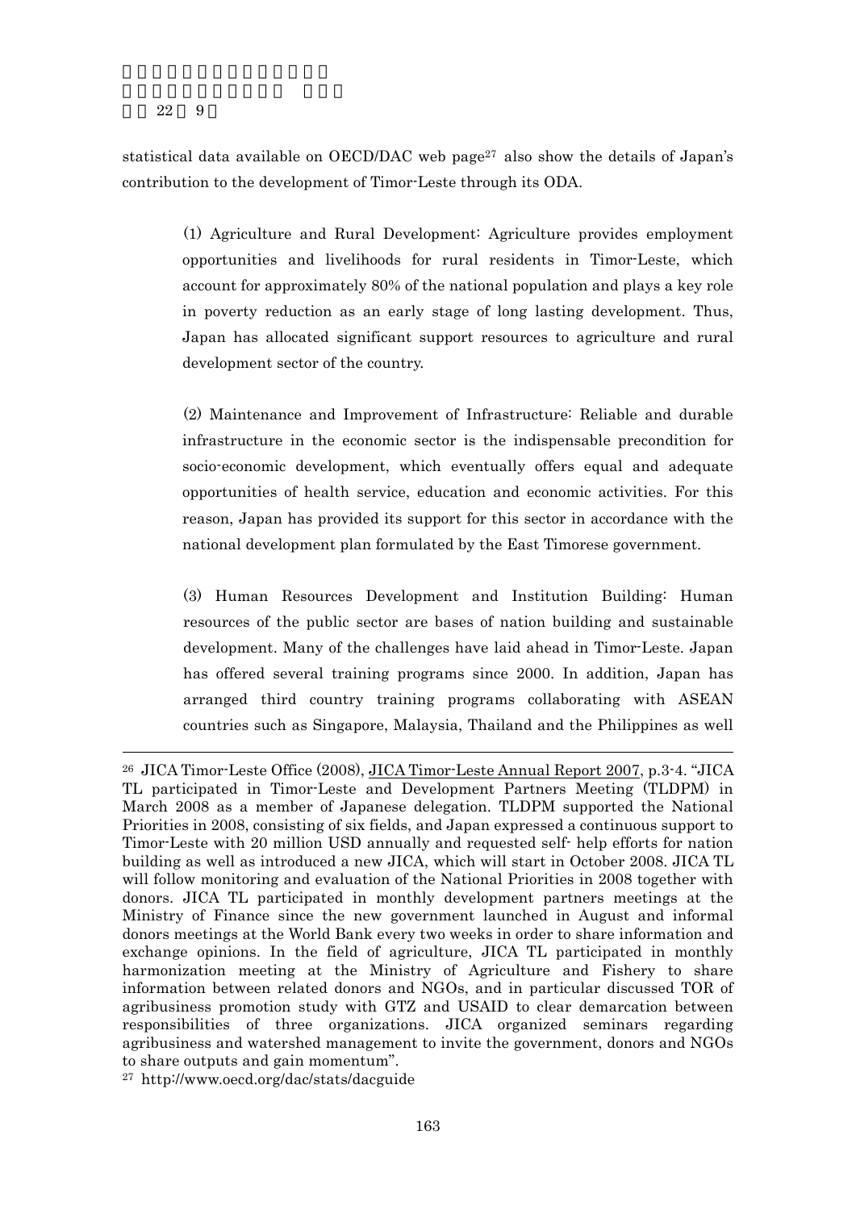statistical data available on OECD/DAC web page[27] also show the details of Japan's contribution to the development of Timor-Leste through its ODA.

> (1) Agriculture and Rural Development: Agriculture provides employment opportunities and livelihoods for rural residents in Timor-Leste, which account for approximately 80% of the national population and plays a key role in poverty reduction as an early stage of long lasting development. Thus, Japan has allocated significant support resources to agriculture and rural development sector of the country.
>
> (2) Maintenance and Improvement of Infrastructure: Reliable and durable infrastructure in the economic sector is the indispensable precondition for socio-economic development, which eventually offers equal and adequate opportunities of health service, education and economic activities. For this reason, Japan has provided its support for this sector in accordance with the national development plan formulated by the East Timorese government.
>
> (3) Human Resources Development and Institution Building: Human resources of the public sector are bases of nation building and sustainable development. Many of the challenges have laid ahead in Timor-Leste. Japan has offered several training programs since 2000. In addition, Japan has arranged third country training programs collaborating with ASEAN countries such as Singapore, Malaysia, Thailand and the Philippines as well

---

[26] JICA Timor-Leste Office (2008), JICA Timor-Leste Annual Report 2007, p.3-4. "JICA TL participated in Timor-Leste and Development Partners Meeting (TLDPM) in March 2008 as a member of Japanese delegation. TLDPM supported the National Priorities in 2008, consisting of six fields, and Japan expressed a continuous support to Timor-Leste with 20 million USD annually and requested self- help efforts for nation building as well as introduced a new JICA, which will start in October 2008. JICA TL will follow monitoring and evaluation of the National Priorities in 2008 together with donors. JICA TL participated in monthly development partners meetings at the Ministry of Finance since the new government launched in August and informal donors meetings at the World Bank every two weeks in order to share information and exchange opinions. In the field of agriculture, JICA TL participated in monthly harmonization meeting at the Ministry of Agriculture and Fishery to share information between related donors and NGOs, and in particular discussed TOR of agribusiness promotion study with GTZ and USAID to clear demarcation between responsibilities of three organizations. JICA organized seminars regarding agribusiness and watershed management to invite the government, donors and NGOs to share outputs and gain momentum".

[27] http://www.oecd.org/dac/stats/dacguide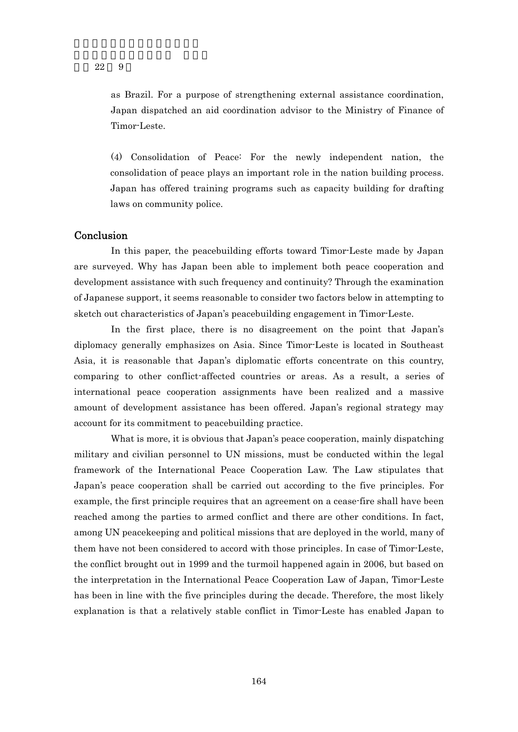as Brazil. For a purpose of strengthening external assistance coordination, Japan dispatched an aid coordination advisor to the Ministry of Finance of Timor-Leste.

(4) Consolidation of Peace: For the newly independent nation, the consolidation of peace plays an important role in the nation building process. Japan has offered training programs such as capacity building for drafting laws on community police.

## Conclusion

In this paper, the peacebuilding efforts toward Timor-Leste made by Japan are surveyed. Why has Japan been able to implement both peace cooperation and development assistance with such frequency and continuity? Through the examination of Japanese support, it seems reasonable to consider two factors below in attempting to sketch out characteristics of Japan's peacebuilding engagement in Timor-Leste.

In the first place, there is no disagreement on the point that Japan's diplomacy generally emphasizes on Asia. Since Timor-Leste is located in Southeast Asia, it is reasonable that Japan's diplomatic efforts concentrate on this country, comparing to other conflict-affected countries or areas. As a result, a series of international peace cooperation assignments have been realized and a massive amount of development assistance has been offered. Japan's regional strategy may account for its commitment to peacebuilding practice.

What is more, it is obvious that Japan's peace cooperation, mainly dispatching military and civilian personnel to UN missions, must be conducted within the legal framework of the International Peace Cooperation Law. The Law stipulates that Japan's peace cooperation shall be carried out according to the five principles. For example, the first principle requires that an agreement on a cease-fire shall have been reached among the parties to armed conflict and there are other conditions. In fact, among UN peacekeeping and political missions that are deployed in the world, many of them have not been considered to accord with those principles. In case of Timor-Leste, the conflict brought out in 1999 and the turmoil happened again in 2006, but based on the interpretation in the International Peace Cooperation Law of Japan, Timor-Leste has been in line with the five principles during the decade. Therefore, the most likely explanation is that a relatively stable conflict in Timor-Leste has enabled Japan to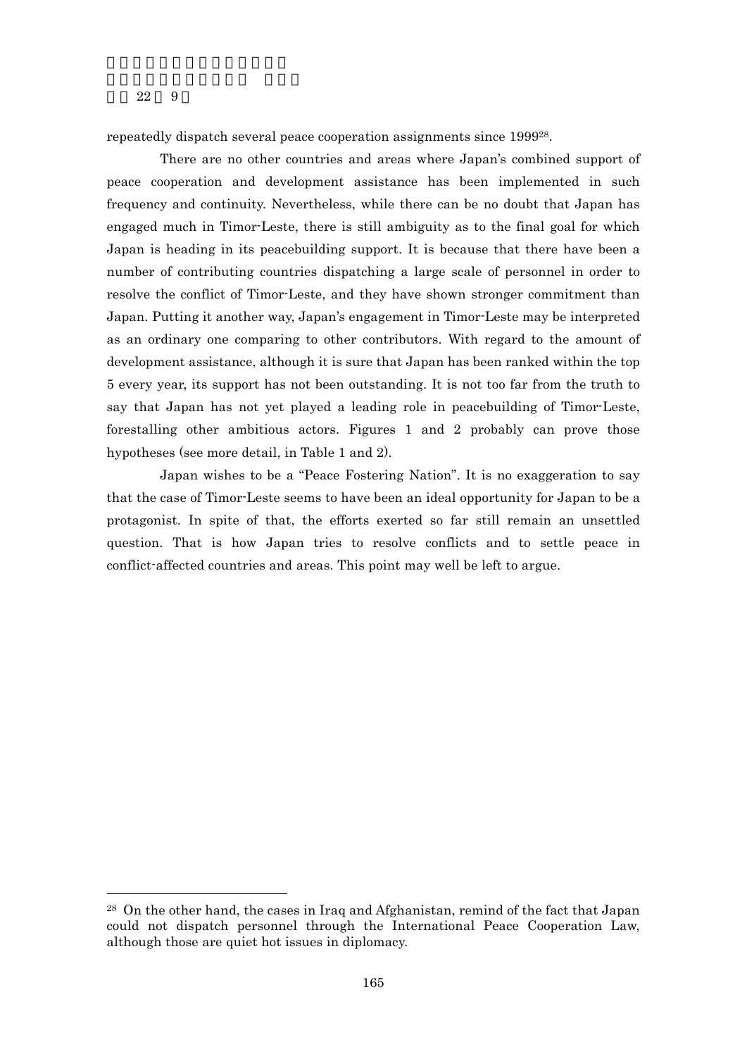repeatedly dispatch several peace cooperation assignments since 1999[28].

There are no other countries and areas where Japan's combined support of peace cooperation and development assistance has been implemented in such frequency and continuity. Nevertheless, while there can be no doubt that Japan has engaged much in Timor-Leste, there is still ambiguity as to the final goal for which Japan is heading in its peacebuilding support. It is because that there have been a number of contributing countries dispatching a large scale of personnel in order to resolve the conflict of Timor-Leste, and they have shown stronger commitment than Japan. Putting it another way, Japan's engagement in Timor-Leste may be interpreted as an ordinary one comparing to other contributors. With regard to the amount of development assistance, although it is sure that Japan has been ranked within the top 5 every year, its support has not been outstanding. It is not too far from the truth to say that Japan has not yet played a leading role in peacebuilding of Timor-Leste, forestalling other ambitious actors. Figures 1 and 2 probably can prove those hypotheses (see more detail, in Table 1 and 2).

Japan wishes to be a "Peace Fostering Nation". It is no exaggeration to say that the case of Timor-Leste seems to have been an ideal opportunity for Japan to be a protagonist. In spite of that, the efforts exerted so far still remain an unsettled question. That is how Japan tries to resolve conflicts and to settle peace in conflict-affected countries and areas. This point may well be left to argue.

[28] On the other hand, the cases in Iraq and Afghanistan, remind of the fact that Japan could not dispatch personnel through the International Peace Cooperation Law, although those are quiet hot issues in diplomacy.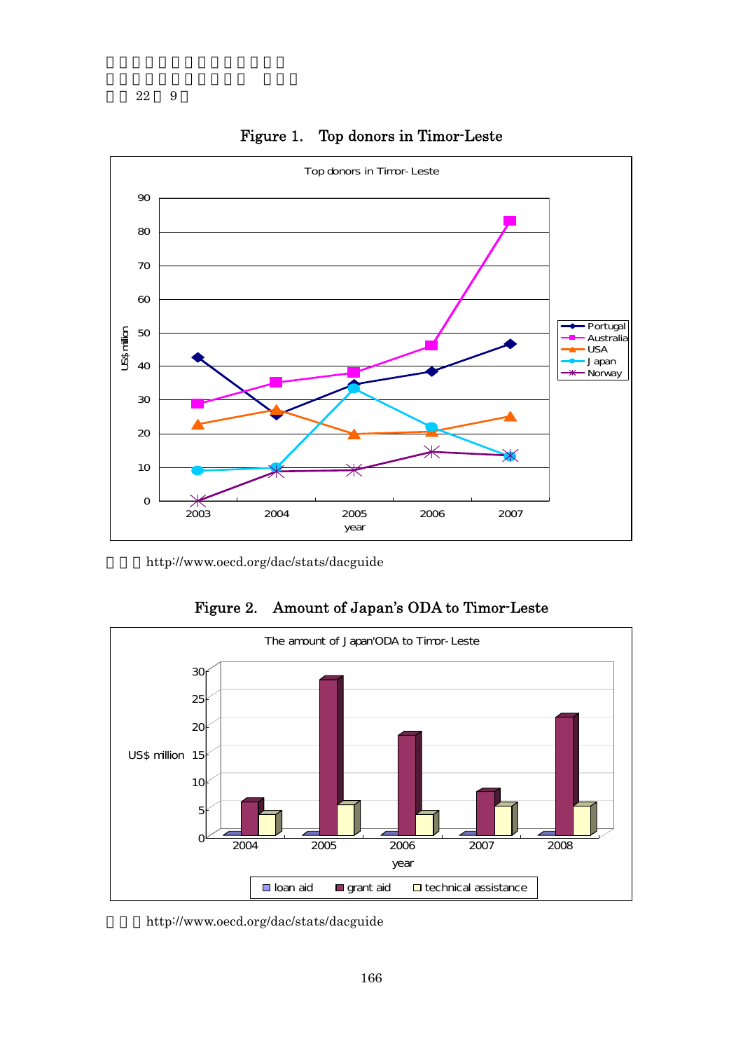Figure 1.　Top donors in Timor-Leste

出典：http://www.oecd.org/dac/stats/dacguide

Figure 2.　Amount of Japan's ODA to Timor-Leste

出典：http://www.oecd.org/dac/stats/dacguide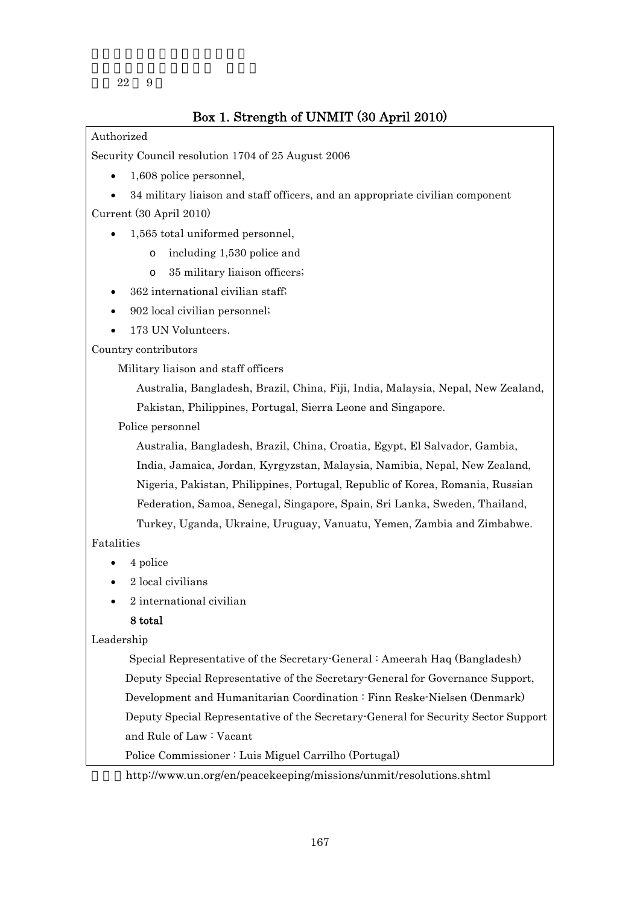## Box 1. Strength of UNMIT (30 April 2010)

Authorized

Security Council resolution 1704 of 25 August 2006

- 1,608 police personnel,
- 34 military liaison and staff officers, and an appropriate civilian component

Current (30 April 2010)

- 1,565 total uniformed personnel,
  - including 1,530 police and
  - 35 military liaison officers;
- 362 international civilian staff;
- 902 local civilian personnel;
- 173 UN Volunteers.

Country contributors

Military liaison and staff officers

Australia, Bangladesh, Brazil, China, Fiji, India, Malaysia, Nepal, New Zealand, Pakistan, Philippines, Portugal, Sierra Leone and Singapore.

Police personnel

Australia, Bangladesh, Brazil, China, Croatia, Egypt, El Salvador, Gambia, India, Jamaica, Jordan, Kyrgyzstan, Malaysia, Namibia, Nepal, New Zealand, Nigeria, Pakistan, Philippines, Portugal, Republic of Korea, Romania, Russian Federation, Samoa, Senegal, Singapore, Spain, Sri Lanka, Sweden, Thailand, Turkey, Uganda, Ukraine, Uruguay, Vanuatu, Yemen, Zambia and Zimbabwe.

Fatalities

- 4 police
- 2 local civilians
- 2 international civilian

**8 total**

Leadership

Special Representative of the Secretary-General : Ameerah Haq (Bangladesh)

Deputy Special Representative of the Secretary-General for Governance Support, Development and Humanitarian Coordination : Finn Reske-Nielsen (Denmark)

Deputy Special Representative of the Secretary-General for Security Sector Support and Rule of Law : Vacant

Police Commissioner : Luis Miguel Carrilho (Portugal)

http://www.un.org/en/peacekeeping/missions/unmit/resolutions.shtml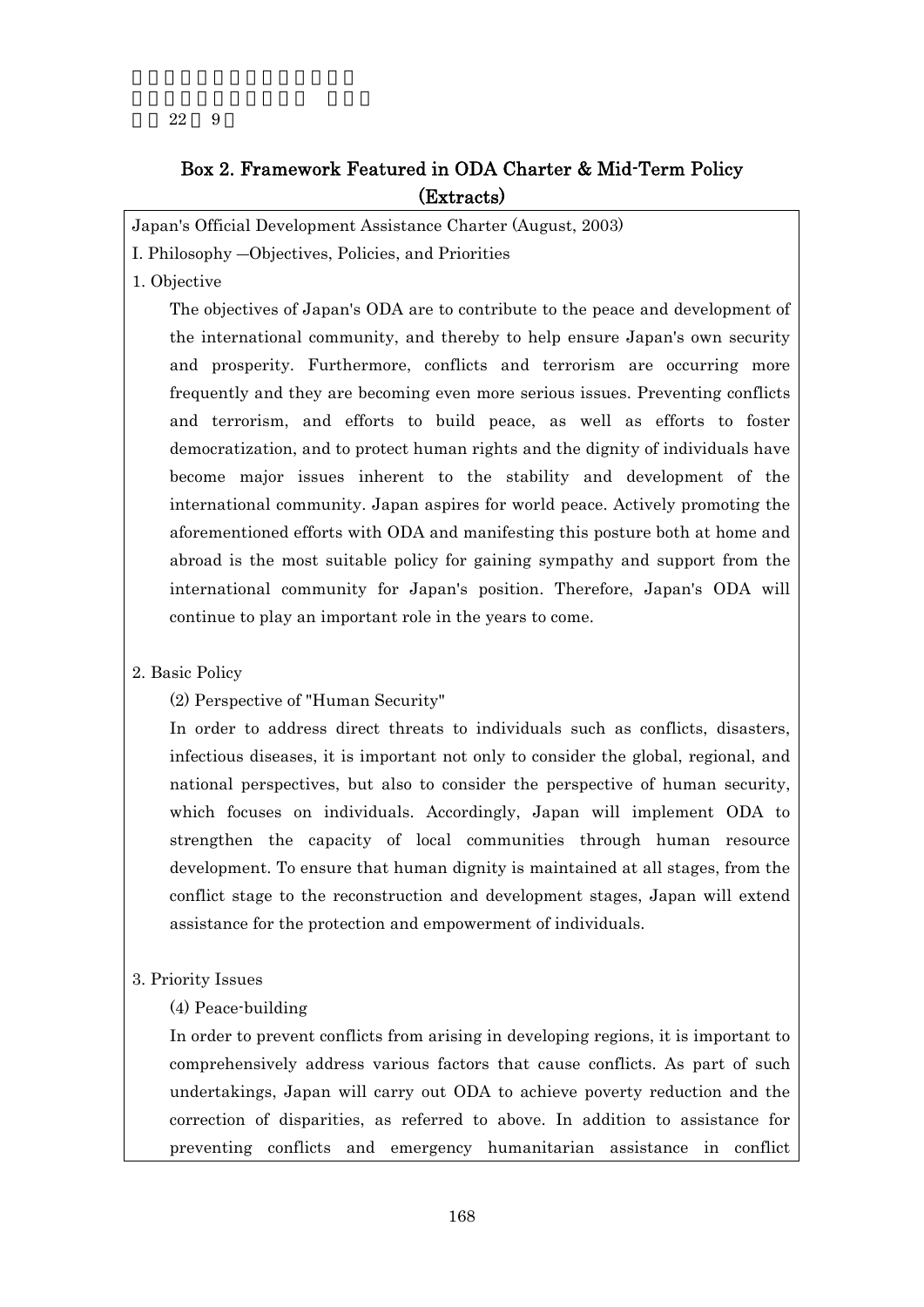## Box 2. Framework Featured in ODA Charter & Mid-Term Policy (Extracts)

Japan's Official Development Assistance Charter (August, 2003)

I. Philosophy —Objectives, Policies, and Priorities

1. Objective

The objectives of Japan's ODA are to contribute to the peace and development of the international community, and thereby to help ensure Japan's own security and prosperity. Furthermore, conflicts and terrorism are occurring more frequently and they are becoming even more serious issues. Preventing conflicts and terrorism, and efforts to build peace, as well as efforts to foster democratization, and to protect human rights and the dignity of individuals have become major issues inherent to the stability and development of the international community. Japan aspires for world peace. Actively promoting the aforementioned efforts with ODA and manifesting this posture both at home and abroad is the most suitable policy for gaining sympathy and support from the international community for Japan's position. Therefore, Japan's ODA will continue to play an important role in the years to come.

2. Basic Policy

(2) Perspective of "Human Security"

In order to address direct threats to individuals such as conflicts, disasters, infectious diseases, it is important not only to consider the global, regional, and national perspectives, but also to consider the perspective of human security, which focuses on individuals. Accordingly, Japan will implement ODA to strengthen the capacity of local communities through human resource development. To ensure that human dignity is maintained at all stages, from the conflict stage to the reconstruction and development stages, Japan will extend assistance for the protection and empowerment of individuals.

3. Priority Issues

(4) Peace-building

In order to prevent conflicts from arising in developing regions, it is important to comprehensively address various factors that cause conflicts. As part of such undertakings, Japan will carry out ODA to achieve poverty reduction and the correction of disparities, as referred to above. In addition to assistance for preventing conflicts and emergency humanitarian assistance in conflict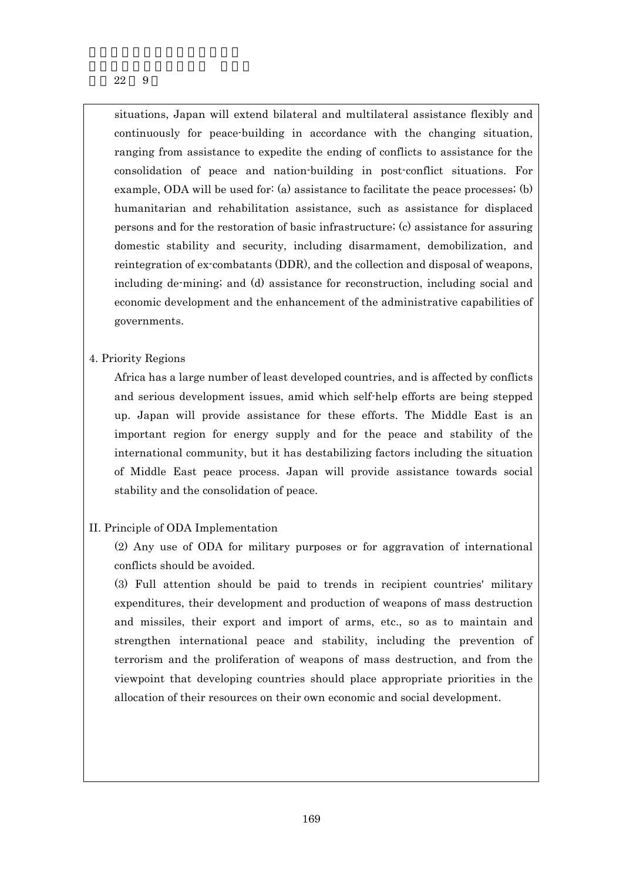situations, Japan will extend bilateral and multilateral assistance flexibly and continuously for peace-building in accordance with the changing situation, ranging from assistance to expedite the ending of conflicts to assistance for the consolidation of peace and nation-building in post-conflict situations. For example, ODA will be used for: (a) assistance to facilitate the peace processes; (b) humanitarian and rehabilitation assistance, such as assistance for displaced persons and for the restoration of basic infrastructure; (c) assistance for assuring domestic stability and security, including disarmament, demobilization, and reintegration of ex-combatants (DDR), and the collection and disposal of weapons, including de-mining; and (d) assistance for reconstruction, including social and economic development and the enhancement of the administrative capabilities of governments.

4. Priority Regions

Africa has a large number of least developed countries, and is affected by conflicts and serious development issues, amid which self-help efforts are being stepped up. Japan will provide assistance for these efforts. The Middle East is an important region for energy supply and for the peace and stability of the international community, but it has destabilizing factors including the situation of Middle East peace process. Japan will provide assistance towards social stability and the consolidation of peace.

II. Principle of ODA Implementation

(2) Any use of ODA for military purposes or for aggravation of international conflicts should be avoided.

(3) Full attention should be paid to trends in recipient countries' military expenditures, their development and production of weapons of mass destruction and missiles, their export and import of arms, etc., so as to maintain and strengthen international peace and stability, including the prevention of terrorism and the proliferation of weapons of mass destruction, and from the viewpoint that developing countries should place appropriate priorities in the allocation of their resources on their own economic and social development.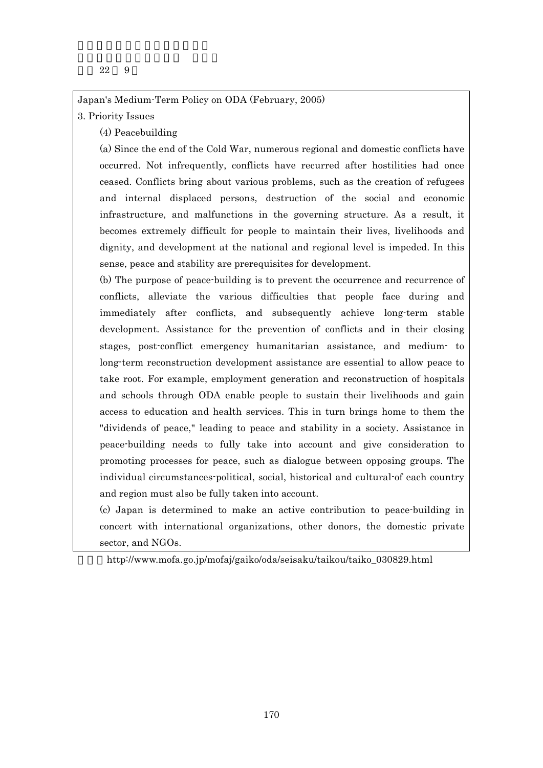Japan's Medium-Term Policy on ODA (February, 2005)

3. Priority Issues

(4) Peacebuilding

(a) Since the end of the Cold War, numerous regional and domestic conflicts have occurred. Not infrequently, conflicts have recurred after hostilities had once ceased. Conflicts bring about various problems, such as the creation of refugees and internal displaced persons, destruction of the social and economic infrastructure, and malfunctions in the governing structure. As a result, it becomes extremely difficult for people to maintain their lives, livelihoods and dignity, and development at the national and regional level is impeded. In this sense, peace and stability are prerequisites for development.

(b) The purpose of peace-building is to prevent the occurrence and recurrence of conflicts, alleviate the various difficulties that people face during and immediately after conflicts, and subsequently achieve long-term stable development. Assistance for the prevention of conflicts and in their closing stages, post-conflict emergency humanitarian assistance, and medium- to long-term reconstruction development assistance are essential to allow peace to take root. For example, employment generation and reconstruction of hospitals and schools through ODA enable people to sustain their livelihoods and gain access to education and health services. This in turn brings home to them the "dividends of peace," leading to peace and stability in a society. Assistance in peace-building needs to fully take into account and give consideration to promoting processes for peace, such as dialogue between opposing groups. The individual circumstances-political, social, historical and cultural-of each country and region must also be fully taken into account.

(c) Japan is determined to make an active contribution to peace-building in concert with international organizations, other donors, the domestic private sector, and NGOs.

http://www.mofa.go.jp/mofaj/gaiko/oda/seisaku/taikou/taiko_030829.html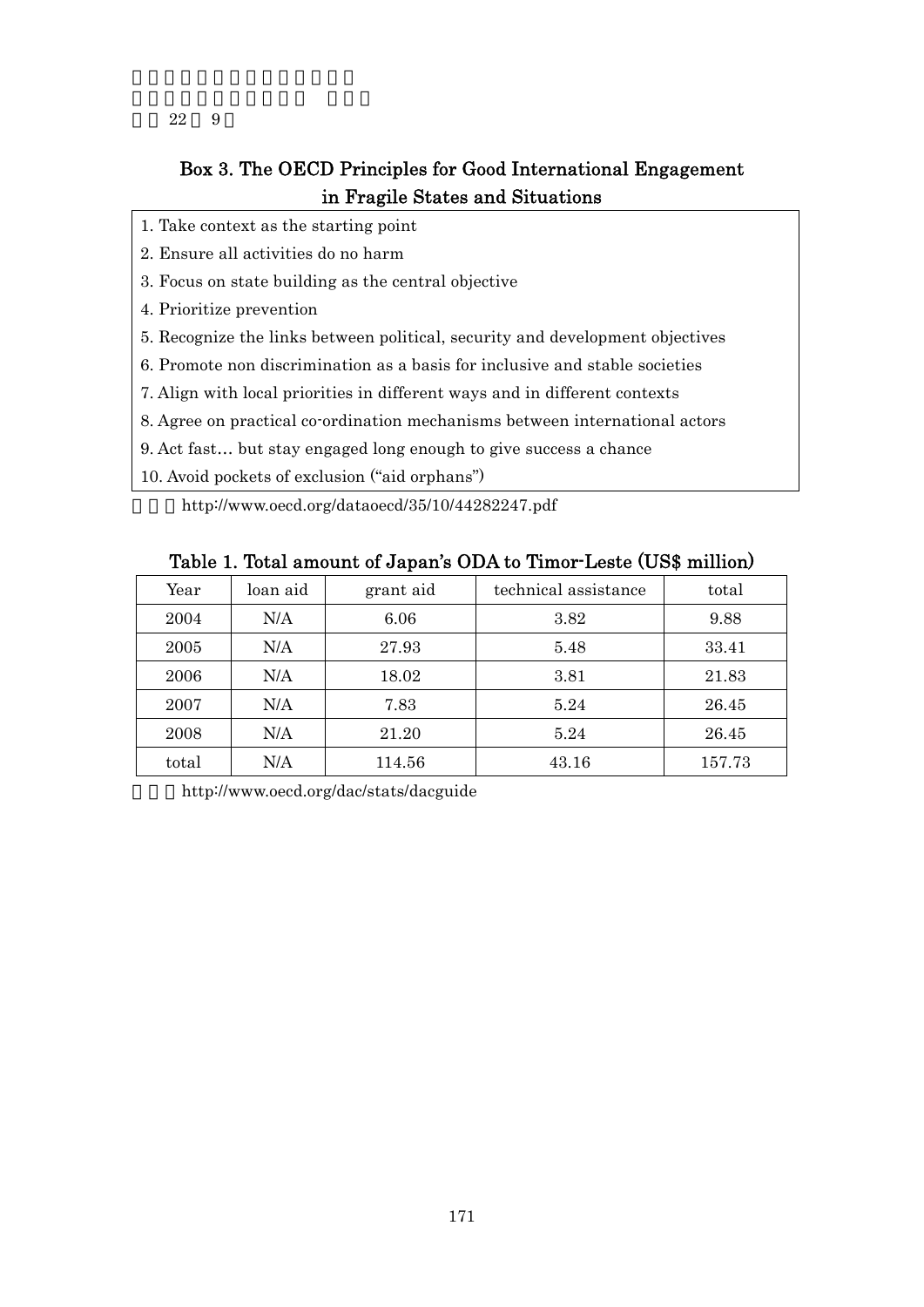## Box 3. The OECD Principles for Good International Engagement in Fragile States and Situations

1. Take context as the starting point
2. Ensure all activities do no harm
3. Focus on state building as the central objective
4. Prioritize prevention
5. Recognize the links between political, security and development objectives
6. Promote non discrimination as a basis for inclusive and stable societies
7. Align with local priorities in different ways and in different contexts
8. Agree on practical co-ordination mechanisms between international actors
9. Act fast… but stay engaged long enough to give success a chance
10. Avoid pockets of exclusion ("aid orphans")

http://www.oecd.org/dataoecd/35/10/44282247.pdf

### Table 1. Total amount of Japan's ODA to Timor-Leste (US$ million)

| Year | loan aid | grant aid | technical assistance | total |
|---|---|---|---|---|
| 2004 | N/A | 6.06 | 3.82 | 9.88 |
| 2005 | N/A | 27.93 | 5.48 | 33.41 |
| 2006 | N/A | 18.02 | 3.81 | 21.83 |
| 2007 | N/A | 7.83 | 5.24 | 26.45 |
| 2008 | N/A | 21.20 | 5.24 | 26.45 |
| total | N/A | 114.56 | 43.16 | 157.73 |

http://www.oecd.org/dac/stats/dacguide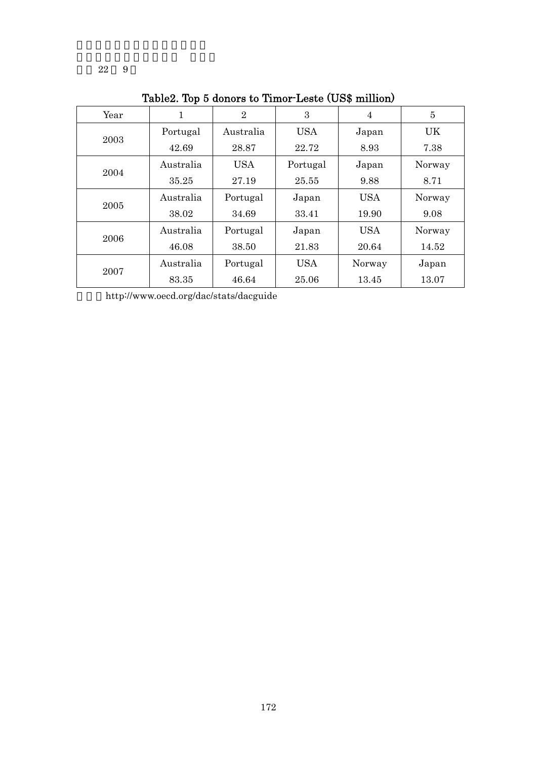Table2. Top 5 donors to Timor-Leste (US$ million)

| Year | 1 | 2 | 3 | 4 | 5 |
|---|---|---|---|---|---|
| 2003 | Portugal<br>42.69 | Australia<br>28.87 | USA<br>22.72 | Japan<br>8.93 | UK<br>7.38 |
| 2004 | Australia<br>35.25 | USA<br>27.19 | Portugal<br>25.55 | Japan<br>9.88 | Norway<br>8.71 |
| 2005 | Australia<br>38.02 | Portugal<br>34.69 | Japan<br>33.41 | USA<br>19.90 | Norway<br>9.08 |
| 2006 | Australia<br>46.08 | Portugal<br>38.50 | Japan<br>21.83 | USA<br>20.64 | Norway<br>14.52 |
| 2007 | Australia<br>83.35 | Portugal<br>46.64 | USA<br>25.06 | Norway<br>13.45 | Japan<br>13.07 |

http://www.oecd.org/dac/stats/dacguide